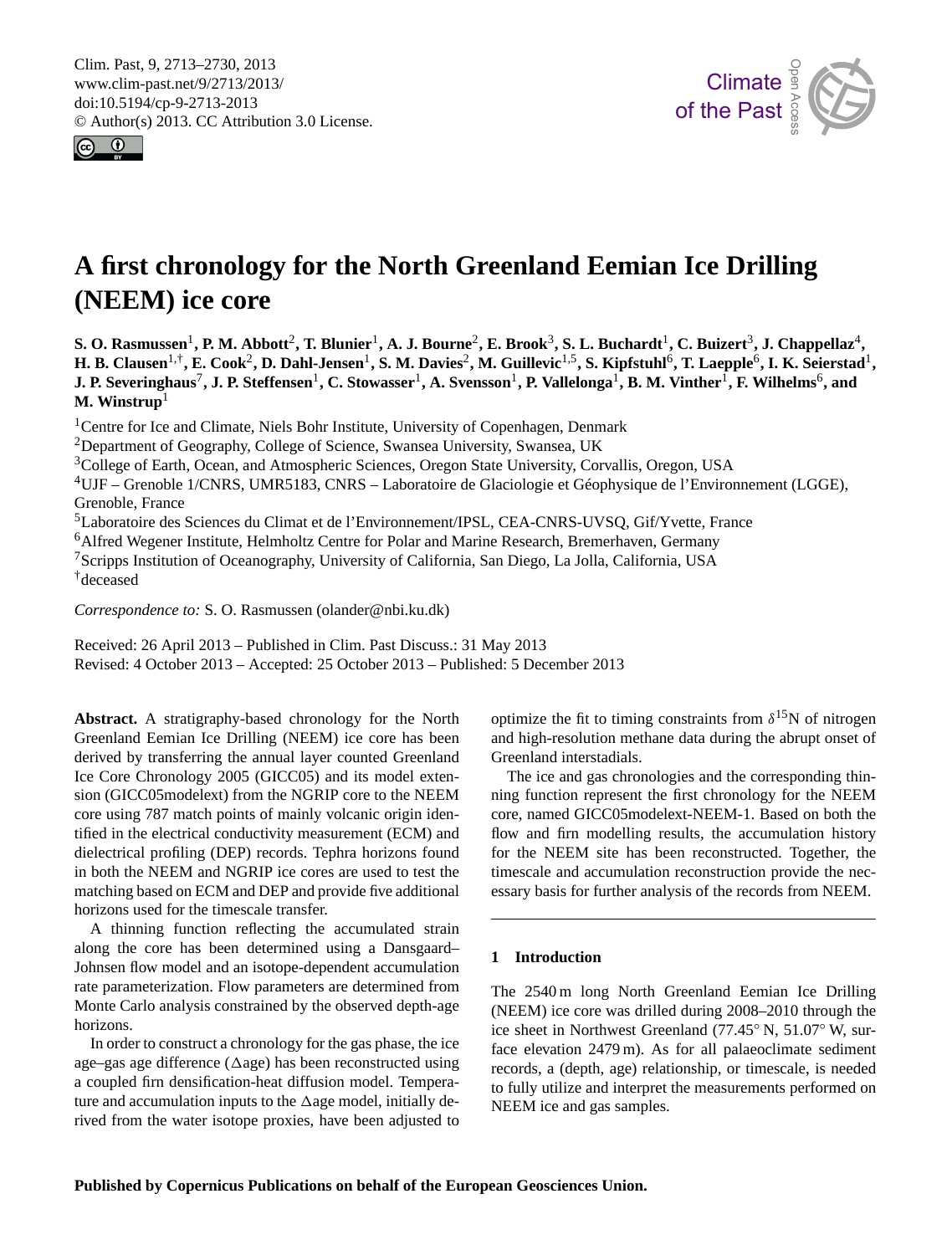# A first chronology for the North Greenland Eemian Ice Drilling (NEEM) ice core

**S. O. Rasmussen[1], P. M. Abbott[2], T. Blunier[1], A. J. Bourne[2], E. Brook[3], S. L. Buchardt[1], C. Buizert[3], J. Chappellaz[4], H. B. Clausen[1,†], E. Cook[2], D. Dahl-Jensen[1], S. M. Davies[2], M. Guillevic[1,5], S. Kipfstuhl[6], T. Laepple[6], I. K. Seierstad[1], J. P. Severinghaus[7], J. P. Steffensen[1], C. Stowasser[1], A. Svensson[1], P. Vallelonga[1], B. M. Vinther[1], F. Wilhelms[6], and M. Winstrup[1]**

[1]Centre for Ice and Climate, Niels Bohr Institute, University of Copenhagen, Denmark
[2]Department of Geography, College of Science, Swansea University, Swansea, UK
[3]College of Earth, Ocean, and Atmospheric Sciences, Oregon State University, Corvallis, Oregon, USA
[4]UJF – Grenoble 1/CNRS, UMR5183, CNRS – Laboratoire de Glaciologie et Géophysique de l'Environnement (LGGE), Grenoble, France
[5]Laboratoire des Sciences du Climat et de l'Environnement/IPSL, CEA-CNRS-UVSQ, Gif/Yvette, France
[6]Alfred Wegener Institute, Helmholtz Centre for Polar and Marine Research, Bremerhaven, Germany
[7]Scripps Institution of Oceanography, University of California, San Diego, La Jolla, California, USA
[†]deceased

*Correspondence to:* S. O. Rasmussen (olander@nbi.ku.dk)

Received: 26 April 2013 – Published in Clim. Past Discuss.: 31 May 2013
Revised: 4 October 2013 – Accepted: 25 October 2013 – Published: 5 December 2013

**Abstract.** A stratigraphy-based chronology for the North Greenland Eemian Ice Drilling (NEEM) ice core has been derived by transferring the annual layer counted Greenland Ice Core Chronology 2005 (GICC05) and its model extension (GICC05modelext) from the NGRIP core to the NEEM core using 787 match points of mainly volcanic origin identified in the electrical conductivity measurement (ECM) and dielectrical profiling (DEP) records. Tephra horizons found in both the NEEM and NGRIP ice cores are used to test the matching based on ECM and DEP and provide five additional horizons used for the timescale transfer.

A thinning function reflecting the accumulated strain along the core has been determined using a Dansgaard–Johnsen flow model and an isotope-dependent accumulation rate parameterization. Flow parameters are determined from Monte Carlo analysis constrained by the observed depth-age horizons.

In order to construct a chronology for the gas phase, the ice age–gas age difference ($\Delta$age) has been reconstructed using a coupled firn densification-heat diffusion model. Temperature and accumulation inputs to the $\Delta$age model, initially derived from the water isotope proxies, have been adjusted to optimize the fit to timing constraints from $\delta^{15}$N of nitrogen and high-resolution methane data during the abrupt onset of Greenland interstadials.

The ice and gas chronologies and the corresponding thinning function represent the first chronology for the NEEM core, named GICC05modelext-NEEM-1. Based on both the flow and firn modelling results, the accumulation history for the NEEM site has been reconstructed. Together, the timescale and accumulation reconstruction provide the necessary basis for further analysis of the records from NEEM.

## 1 Introduction

The 2540 m long North Greenland Eemian Ice Drilling (NEEM) ice core was drilled during 2008–2010 through the ice sheet in Northwest Greenland (77.45° N, 51.07° W, surface elevation 2479 m). As for all palaeoclimate sediment records, a (depth, age) relationship, or timescale, is needed to fully utilize and interpret the measurements performed on NEEM ice and gas samples.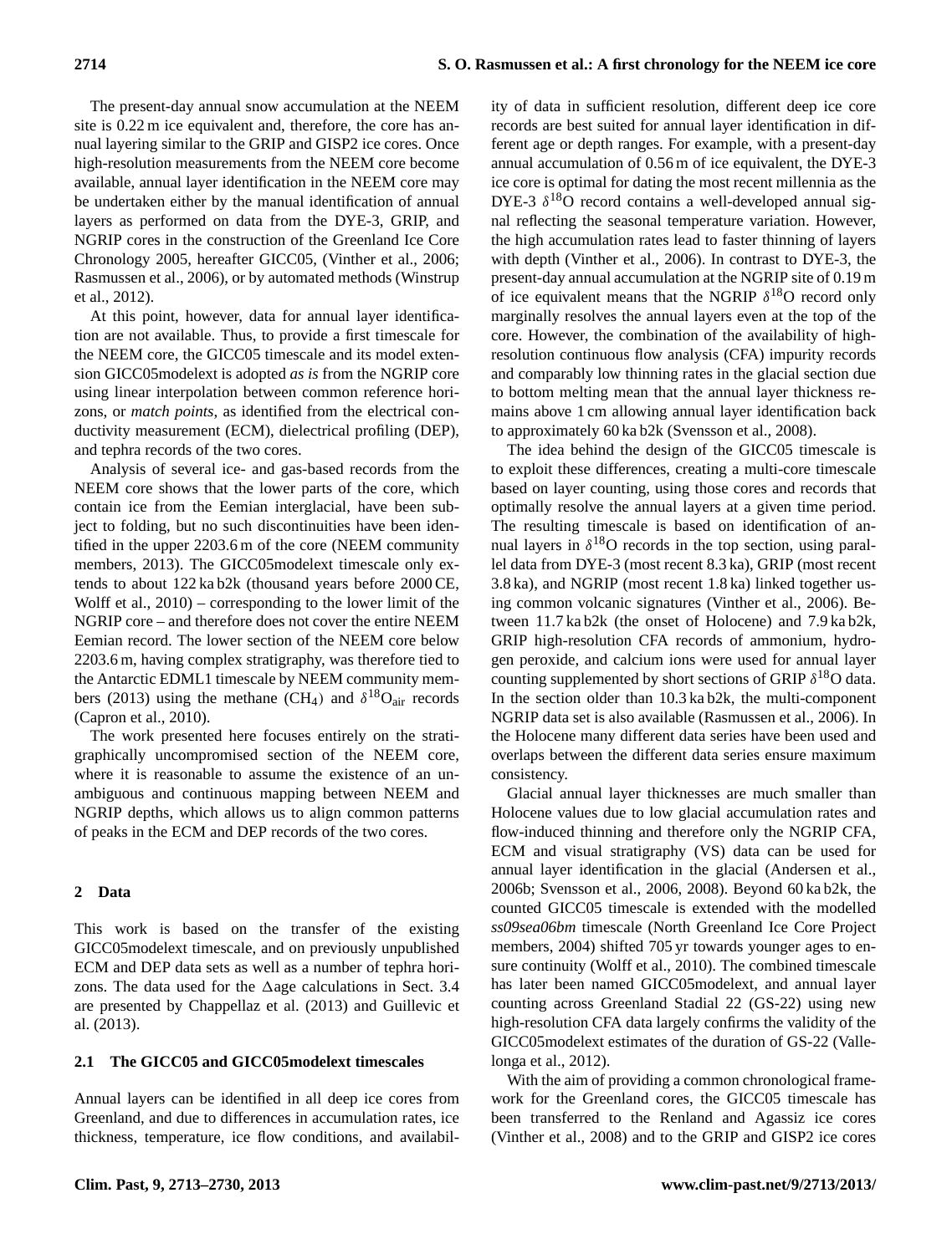The present-day annual snow accumulation at the NEEM site is 0.22 m ice equivalent and, therefore, the core has annual layering similar to the GRIP and GISP2 ice cores. Once high-resolution measurements from the NEEM core become available, annual layer identification in the NEEM core may be undertaken either by the manual identification of annual layers as performed on data from the DYE-3, GRIP, and NGRIP cores in the construction of the Greenland Ice Core Chronology 2005, hereafter GICC05, (Vinther et al., 2006; Rasmussen et al., 2006), or by automated methods (Winstrup et al., 2012).

At this point, however, data for annual layer identification are not available. Thus, to provide a first timescale for the NEEM core, the GICC05 timescale and its model extension GICC05modelext is adopted *as is* from the NGRIP core using linear interpolation between common reference horizons, or *match points*, as identified from the electrical conductivity measurement (ECM), dielectrical profiling (DEP), and tephra records of the two cores.

Analysis of several ice- and gas-based records from the NEEM core shows that the lower parts of the core, which contain ice from the Eemian interglacial, have been subject to folding, but no such discontinuities have been identified in the upper 2203.6 m of the core (NEEM community members, 2013). The GICC05modelext timescale only extends to about 122 ka b2k (thousand years before 2000 CE, Wolff et al., 2010) – corresponding to the lower limit of the NGRIP core – and therefore does not cover the entire NEEM Eemian record. The lower section of the NEEM core below 2203.6 m, having complex stratigraphy, was therefore tied to the Antarctic EDML1 timescale by NEEM community members (2013) using the methane ($CH_4$) and $\delta^{18}O_{air}$ records (Capron et al., 2010).

The work presented here focuses entirely on the stratigraphically uncompromised section of the NEEM core, where it is reasonable to assume the existence of an unambiguous and continuous mapping between NEEM and NGRIP depths, which allows us to align common patterns of peaks in the ECM and DEP records of the two cores.

## 2 Data

This work is based on the transfer of the existing GICC05modelext timescale, and on previously unpublished ECM and DEP data sets as well as a number of tephra horizons. The data used for the $\Delta$age calculations in Sect. 3.4 are presented by Chappellaz et al. (2013) and Guillevic et al. (2013).

### 2.1 The GICC05 and GICC05modelext timescales

Annual layers can be identified in all deep ice cores from Greenland, and due to differences in accumulation rates, ice thickness, temperature, ice flow conditions, and availability of data in sufficient resolution, different deep ice core records are best suited for annual layer identification in different age or depth ranges. For example, with a present-day annual accumulation of 0.56 m of ice equivalent, the DYE-3 ice core is optimal for dating the most recent millennia as the DYE-3 $\delta^{18}O$ record contains a well-developed annual signal reflecting the seasonal temperature variation. However, the high accumulation rates lead to faster thinning of layers with depth (Vinther et al., 2006). In contrast to DYE-3, the present-day annual accumulation at the NGRIP site of 0.19 m of ice equivalent means that the NGRIP $\delta^{18}O$ record only marginally resolves the annual layers even at the top of the core. However, the combination of the availability of high-resolution continuous flow analysis (CFA) impurity records and comparably low thinning rates in the glacial section due to bottom melting mean that the annual layer thickness remains above 1 cm allowing annual layer identification back to approximately 60 ka b2k (Svensson et al., 2008).

The idea behind the design of the GICC05 timescale is to exploit these differences, creating a multi-core timescale based on layer counting, using those cores and records that optimally resolve the annual layers at a given time period. The resulting timescale is based on identification of annual layers in $\delta^{18}O$ records in the top section, using parallel data from DYE-3 (most recent 8.3 ka), GRIP (most recent 3.8 ka), and NGRIP (most recent 1.8 ka) linked together using common volcanic signatures (Vinther et al., 2006). Between 11.7 ka b2k (the onset of Holocene) and 7.9 ka b2k, GRIP high-resolution CFA records of ammonium, hydrogen peroxide, and calcium ions were used for annual layer counting supplemented by short sections of GRIP $\delta^{18}O$ data. In the section older than 10.3 ka b2k, the multi-component NGRIP data set is also available (Rasmussen et al., 2006). In the Holocene many different data series have been used and overlaps between the different data series ensure maximum consistency.

Glacial annual layer thicknesses are much smaller than Holocene values due to low glacial accumulation rates and flow-induced thinning and therefore only the NGRIP CFA, ECM and visual stratigraphy (VS) data can be used for annual layer identification in the glacial (Andersen et al., 2006b; Svensson et al., 2006, 2008). Beyond 60 ka b2k, the counted GICC05 timescale is extended with the modelled *ss09sea06bm* timescale (North Greenland Ice Core Project members, 2004) shifted 705 yr towards younger ages to ensure continuity (Wolff et al., 2010). The combined timescale has later been named GICC05modelext, and annual layer counting across Greenland Stadial 22 (GS-22) using new high-resolution CFA data largely confirms the validity of the GICC05modelext estimates of the duration of GS-22 (Vallelonga et al., 2012).

With the aim of providing a common chronological framework for the Greenland cores, the GICC05 timescale has been transferred to the Renland and Agassiz ice cores (Vinther et al., 2008) and to the GRIP and GISP2 ice cores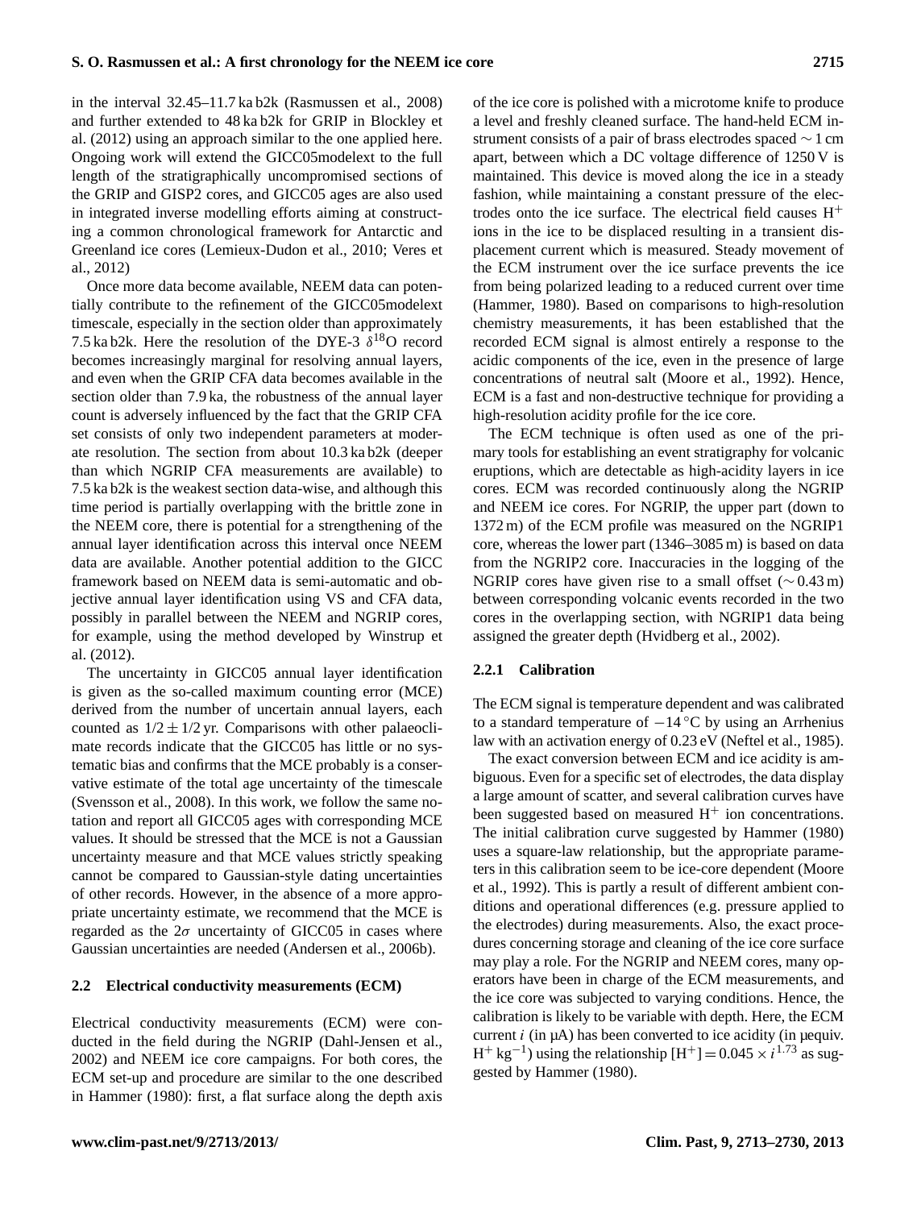in the interval 32.45–11.7 ka b2k (Rasmussen et al., 2008) and further extended to 48 ka b2k for GRIP in Blockley et al. (2012) using an approach similar to the one applied here. Ongoing work will extend the GICC05modelext to the full length of the stratigraphically uncompromised sections of the GRIP and GISP2 cores, and GICC05 ages are also used in integrated inverse modelling efforts aiming at constructing a common chronological framework for Antarctic and Greenland ice cores (Lemieux-Dudon et al., 2010; Veres et al., 2012)

Once more data become available, NEEM data can potentially contribute to the refinement of the GICC05modelext timescale, especially in the section older than approximately 7.5 ka b2k. Here the resolution of the DYE-3 $\delta^{18}O$ record becomes increasingly marginal for resolving annual layers, and even when the GRIP CFA data becomes available in the section older than 7.9 ka, the robustness of the annual layer count is adversely influenced by the fact that the GRIP CFA set consists of only two independent parameters at moderate resolution. The section from about 10.3 ka b2k (deeper than which NGRIP CFA measurements are available) to 7.5 ka b2k is the weakest section data-wise, and although this time period is partially overlapping with the brittle zone in the NEEM core, there is potential for a strengthening of the annual layer identification across this interval once NEEM data are available. Another potential addition to the GICC framework based on NEEM data is semi-automatic and objective annual layer identification using VS and CFA data, possibly in parallel between the NEEM and NGRIP cores, for example, using the method developed by Winstrup et al. (2012).

The uncertainty in GICC05 annual layer identification is given as the so-called maximum counting error (MCE) derived from the number of uncertain annual layers, each counted as $1/2 \pm 1/2$ yr. Comparisons with other palaeoclimate records indicate that the GICC05 has little or no systematic bias and confirms that the MCE probably is a conservative estimate of the total age uncertainty of the timescale (Svensson et al., 2008). In this work, we follow the same notation and report all GICC05 ages with corresponding MCE values. It should be stressed that the MCE is not a Gaussian uncertainty measure and that MCE values strictly speaking cannot be compared to Gaussian-style dating uncertainties of other records. However, in the absence of a more appropriate uncertainty estimate, we recommend that the MCE is regarded as the $2\sigma$ uncertainty of GICC05 in cases where Gaussian uncertainties are needed (Andersen et al., 2006b).

### 2.2 Electrical conductivity measurements (ECM)

Electrical conductivity measurements (ECM) were conducted in the field during the NGRIP (Dahl-Jensen et al., 2002) and NEEM ice core campaigns. For both cores, the ECM set-up and procedure are similar to the one described in Hammer (1980): first, a flat surface along the depth axis of the ice core is polished with a microtome knife to produce a level and freshly cleaned surface. The hand-held ECM instrument consists of a pair of brass electrodes spaced $\sim 1$ cm apart, between which a DC voltage difference of 1250 V is maintained. This device is moved along the ice in a steady fashion, while maintaining a constant pressure of the electrodes onto the ice surface. The electrical field causes $H^+$ ions in the ice to be displaced resulting in a transient displacement current which is measured. Steady movement of the ECM instrument over the ice surface prevents the ice from being polarized leading to a reduced current over time (Hammer, 1980). Based on comparisons to high-resolution chemistry measurements, it has been established that the recorded ECM signal is almost entirely a response to the acidic components of the ice, even in the presence of large concentrations of neutral salt (Moore et al., 1992). Hence, ECM is a fast and non-destructive technique for providing a high-resolution acidity profile for the ice core.

The ECM technique is often used as one of the primary tools for establishing an event stratigraphy for volcanic eruptions, which are detectable as high-acidity layers in ice cores. ECM was recorded continuously along the NGRIP and NEEM ice cores. For NGRIP, the upper part (down to 1372 m) of the ECM profile was measured on the NGRIP1 core, whereas the lower part (1346–3085 m) is based on data from the NGRIP2 core. Inaccuracies in the logging of the NGRIP cores have given rise to a small offset ($\sim 0.43$ m) between corresponding volcanic events recorded in the two cores in the overlapping section, with NGRIP1 data being assigned the greater depth (Hvidberg et al., 2002).

#### 2.2.1 Calibration

The ECM signal is temperature dependent and was calibrated to a standard temperature of $-14\,^{\circ}$C by using an Arrhenius law with an activation energy of 0.23 eV (Neftel et al., 1985).

The exact conversion between ECM and ice acidity is ambiguous. Even for a specific set of electrodes, the data display a large amount of scatter, and several calibration curves have been suggested based on measured $H^+$ ion concentrations. The initial calibration curve suggested by Hammer (1980) uses a square-law relationship, but the appropriate parameters in this calibration seem to be ice-core dependent (Moore et al., 1992). This is partly a result of different ambient conditions and operational differences (e.g. pressure applied to the electrodes) during measurements. Also, the exact procedures concerning storage and cleaning of the ice core surface may play a role. For the NGRIP and NEEM cores, many operators have been in charge of the ECM measurements, and the ice core was subjected to varying conditions. Hence, the calibration is likely to be variable with depth. Here, the ECM current $i$ (in µA) has been converted to ice acidity (in µequiv. $H^+\,kg^{-1}$) using the relationship $[H^+] = 0.045 \times i^{1.73}$ as suggested by Hammer (1980).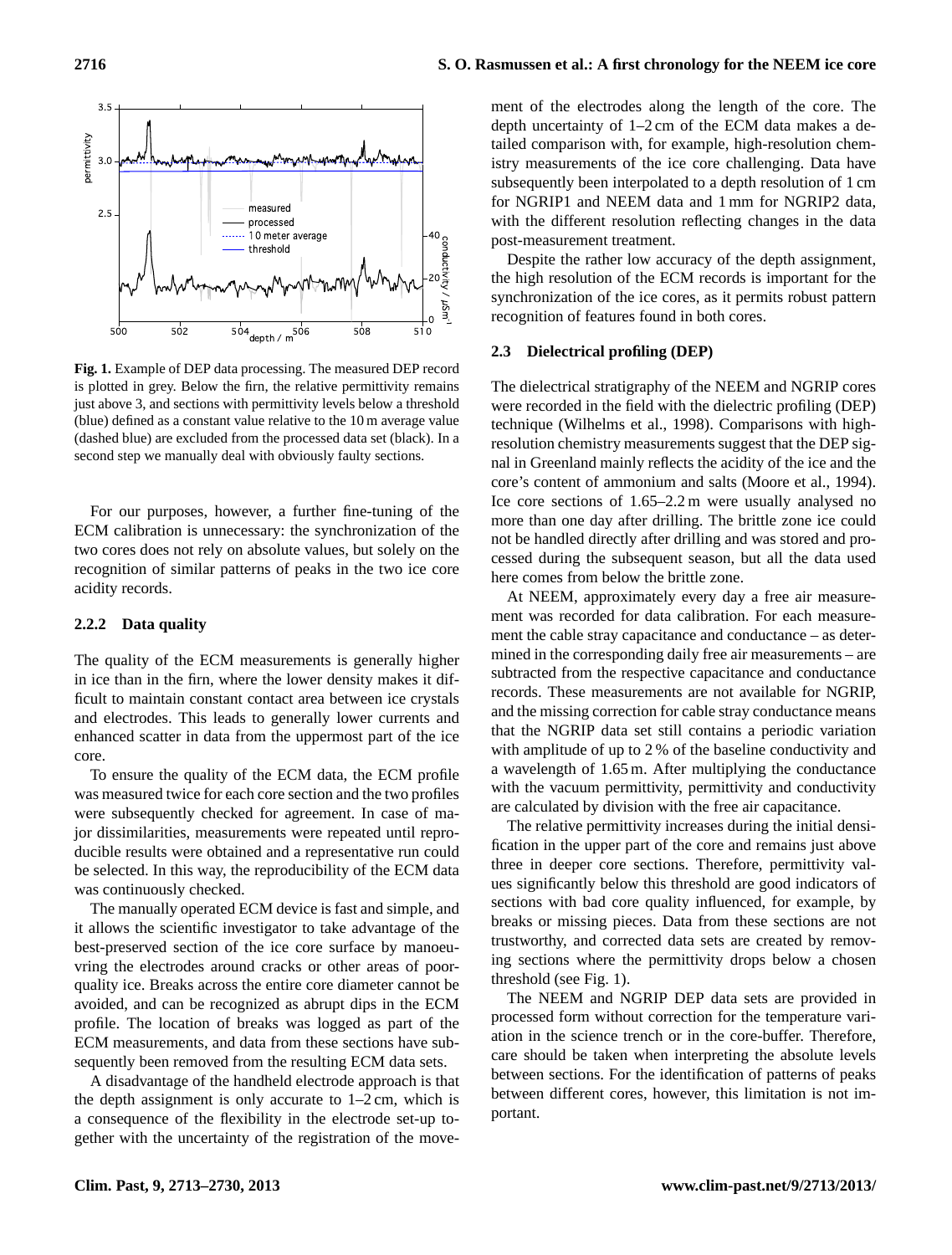permittivity
3.5
3.0
2.5
measured
processed
10 meter average
threshold
40
20
0
conductivity / µSm⁻¹
500
502
504
506
508
510
depth / m

**Fig. 1.** Example of DEP data processing. The measured DEP record is plotted in grey. Below the firn, the relative permittivity remains just above 3, and sections with permittivity levels below a threshold (blue) defined as a constant value relative to the 10 m average value (dashed blue) are excluded from the processed data set (black). In a second step we manually deal with obviously faulty sections.

For our purposes, however, a further fine-tuning of the ECM calibration is unnecessary: the synchronization of the two cores does not rely on absolute values, but solely on the recognition of similar patterns of peaks in the two ice core acidity records.

### 2.2.2 Data quality

The quality of the ECM measurements is generally higher in ice than in the firn, where the lower density makes it difficult to maintain constant contact area between ice crystals and electrodes. This leads to generally lower currents and enhanced scatter in data from the uppermost part of the ice core.

To ensure the quality of the ECM data, the ECM profile was measured twice for each core section and the two profiles were subsequently checked for agreement. In case of major dissimilarities, measurements were repeated until reproducible results were obtained and a representative run could be selected. In this way, the reproducibility of the ECM data was continuously checked.

The manually operated ECM device is fast and simple, and it allows the scientific investigator to take advantage of the best-preserved section of the ice core surface by manoeuvring the electrodes around cracks or other areas of poor-quality ice. Breaks across the entire core diameter cannot be avoided, and can be recognized as abrupt dips in the ECM profile. The location of breaks was logged as part of the ECM measurements, and data from these sections have subsequently been removed from the resulting ECM data sets.

A disadvantage of the handheld electrode approach is that the depth assignment is only accurate to 1–2 cm, which is a consequence of the flexibility in the electrode set-up together with the uncertainty of the registration of the movement of the electrodes along the length of the core. The depth uncertainty of 1–2 cm of the ECM data makes a detailed comparison with, for example, high-resolution chemistry measurements of the ice core challenging. Data have subsequently been interpolated to a depth resolution of 1 cm for NGRIP1 and NEEM data and 1 mm for NGRIP2 data, with the different resolution reflecting changes in the data post-measurement treatment.

Despite the rather low accuracy of the depth assignment, the high resolution of the ECM records is important for the synchronization of the ice cores, as it permits robust pattern recognition of features found in both cores.

## 2.3 Dielectrical profiling (DEP)

The dielectrical stratigraphy of the NEEM and NGRIP cores were recorded in the field with the dielectric profiling (DEP) technique (Wilhelms et al., 1998). Comparisons with high-resolution chemistry measurements suggest that the DEP signal in Greenland mainly reflects the acidity of the ice and the core's content of ammonium and salts (Moore et al., 1994). Ice core sections of 1.65–2.2 m were usually analysed no more than one day after drilling. The brittle zone ice could not be handled directly after drilling and was stored and processed during the subsequent season, but all the data used here comes from below the brittle zone.

At NEEM, approximately every day a free air measurement was recorded for data calibration. For each measurement the cable stray capacitance and conductance – as determined in the corresponding daily free air measurements – are subtracted from the respective capacitance and conductance records. These measurements are not available for NGRIP, and the missing correction for cable stray conductance means that the NGRIP data set still contains a periodic variation with amplitude of up to 2 % of the baseline conductivity and a wavelength of 1.65 m. After multiplying the conductance with the vacuum permittivity, permittivity and conductivity are calculated by division with the free air capacitance.

The relative permittivity increases during the initial densification in the upper part of the core and remains just above three in deeper core sections. Therefore, permittivity values significantly below this threshold are good indicators of sections with bad core quality influenced, for example, by breaks or missing pieces. Data from these sections are not trustworthy, and corrected data sets are created by removing sections where the permittivity drops below a chosen threshold (see Fig. 1).

The NEEM and NGRIP DEP data sets are provided in processed form without correction for the temperature variation in the science trench or in the core-buffer. Therefore, care should be taken when interpreting the absolute levels between sections. For the identification of patterns of peaks between different cores, however, this limitation is not important.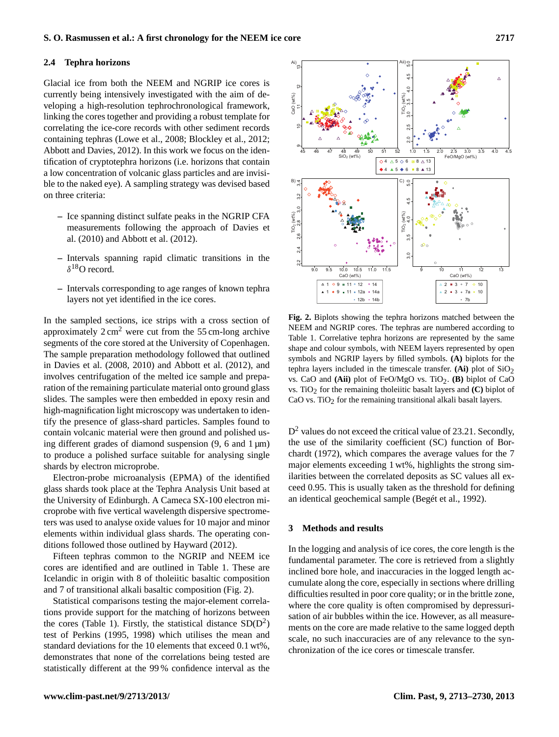### 2.4 Tephra horizons

Glacial ice from both the NEEM and NGRIP ice cores is currently being intensively investigated with the aim of developing a high-resolution tephrochronological framework, linking the cores together and providing a robust template for correlating the ice-core records with other sediment records containing tephras (Lowe et al., 2008; Blockley et al., 2012; Abbott and Davies, 2012). In this work we focus on the identification of cryptotephra horizons (i.e. horizons that contain a low concentration of volcanic glass particles and are invisible to the naked eye). A sampling strategy was devised based on three criteria:

- Ice spanning distinct sulfate peaks in the NGRIP CFA measurements following the approach of Davies et al. (2010) and Abbott et al. (2012).
- Intervals spanning rapid climatic transitions in the $\delta^{18}$O record.
- Intervals corresponding to age ranges of known tephra layers not yet identified in the ice cores.

In the sampled sections, ice strips with a cross section of approximately 2 $cm^2$ were cut from the 55 cm-long archive segments of the core stored at the University of Copenhagen. The sample preparation methodology followed that outlined in Davies et al. (2008, 2010) and Abbott et al. (2012), and involves centrifugation of the melted ice sample and preparation of the remaining particulate material onto ground glass slides. The samples were then embedded in epoxy resin and high-magnification light microscopy was undertaken to identify the presence of glass-shard particles. Samples found to contain volcanic material were then ground and polished using different grades of diamond suspension (9, 6 and 1 µm) to produce a polished surface suitable for analysing single shards by electron microprobe.

Electron-probe microanalysis (EPMA) of the identified glass shards took place at the Tephra Analysis Unit based at the University of Edinburgh. A Cameca SX-100 electron microprobe with five vertical wavelength dispersive spectrometers was used to analyse oxide values for 10 major and minor elements within individual glass shards. The operating conditions followed those outlined in Hayward (2012).

Fifteen tephras common to the NGRIP and NEEM ice cores are identified and are outlined in Table 1. These are Icelandic in origin with 8 of tholeiitic basaltic composition and 7 of transitional alkali basaltic composition (Fig. 2).

Statistical comparisons testing the major-element correlations provide support for the matching of horizons between the cores (Table 1). Firstly, the statistical distance SD($D^2$) test of Perkins (1995, 1998) which utilises the mean and standard deviations for the 10 elements that exceed 0.1 wt%, demonstrates that none of the correlations being tested are statistically different at the 99 % confidence interval as the $D^2$ values do not exceed the critical value of 23.21. Secondly, the use of the similarity coefficient (SC) function of Borchardt (1972), which compares the average values for the 7 major elements exceeding 1 wt%, highlights the strong similarities between the correlated deposits as SC values all exceed 0.95. This is usually taken as the threshold for defining an identical geochemical sample (Begét et al., 1992).

Ai)
CaO (wt%)
SiO2 (wt%)
Aii)
TiO2 (wt%)
FeO/MgO (wt%)
4 5 6 8 13
4 5 6 8 13
B)
TiO2 (wt%)
CaO (wt%)
1 9 11 12 14
1 9 11 12a 14a
12b 14b
C)
TiO2 (wt%)
CaO (wt%)
2 3 7 10
2 3 7a 10
7b

**Fig. 2.** Biplots showing the tephra horizons matched between the NEEM and NGRIP cores. The tephras are numbered according to Table 1. Correlative tephra horizons are represented by the same shape and colour symbols, with NEEM layers represented by open symbols and NGRIP layers by filled symbols. **(A)** biplots for the tephra layers included in the timescale transfer. **(Ai)** plot of $SiO_2$ vs. CaO and **(Aii)** plot of FeO/MgO vs. $TiO_2$. **(B)** biplot of CaO vs. $TiO_2$ for the remaining tholeiitic basalt layers and **(C)** biplot of CaO vs. $TiO_2$ for the remaining transitional alkali basalt layers.

## 3 Methods and results

In the logging and analysis of ice cores, the core length is the fundamental parameter. The core is retrieved from a slightly inclined bore hole, and inaccuracies in the logged length accumulate along the core, especially in sections where drilling difficulties resulted in poor core quality; or in the brittle zone, where the core quality is often compromised by depressurisation of air bubbles within the ice. However, as all measurements on the core are made relative to the same logged depth scale, no such inaccuracies are of any relevance to the synchronization of the ice cores or timescale transfer.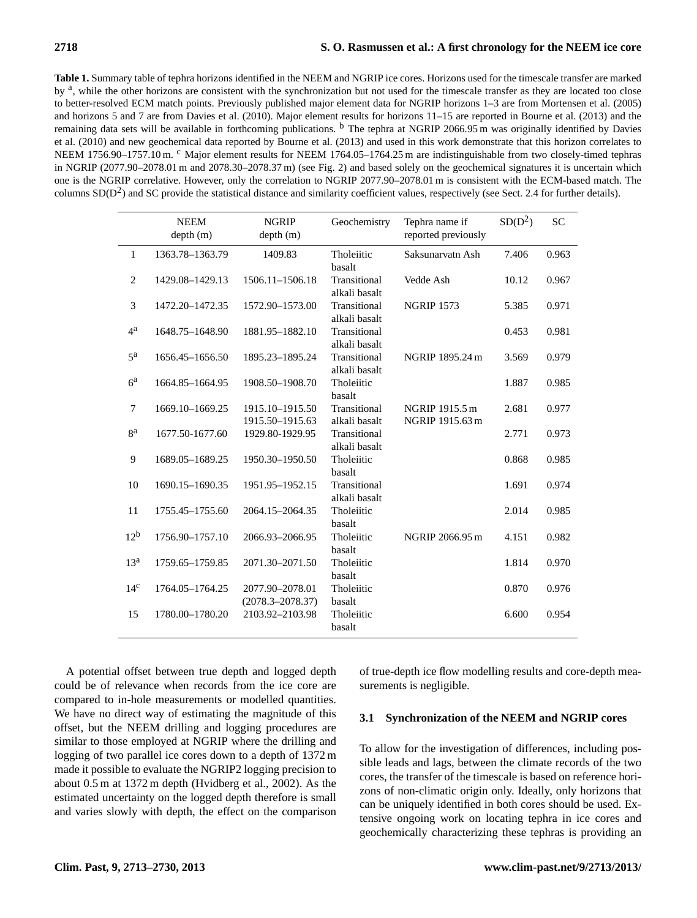**Table 1.** Summary table of tephra horizons identified in the NEEM and NGRIP ice cores. Horizons used for the timescale transfer are marked by [a], while the other horizons are consistent with the synchronization but not used for the timescale transfer as they are located too close to better-resolved ECM match points. Previously published major element data for NGRIP horizons 1–3 are from Mortensen et al. (2005) and horizons 5 and 7 are from Davies et al. (2010). Major element results for horizons 11–15 are reported in Bourne et al. (2013) and the remaining data sets will be available in forthcoming publications. [b] The tephra at NGRIP 2066.95 m was originally identified by Davies et al. (2010) and new geochemical data reported by Bourne et al. (2013) and used in this work demonstrate that this horizon correlates to NEEM 1756.90–1757.10 m. [c] Major element results for NEEM 1764.05–1764.25 m are indistinguishable from two closely-timed tephras in NGRIP (2077.90–2078.01 m and 2078.30–2078.37 m) (see Fig. 2) and based solely on the geochemical signatures it is uncertain which one is the NGRIP correlative. However, only the correlation to NGRIP 2077.90–2078.01 m is consistent with the ECM-based match. The columns SD($D^2$) and SC provide the statistical distance and similarity coefficient values, respectively (see Sect. 2.4 for further details).

| | NEEM depth (m) | NGRIP depth (m) | Geochemistry | Tephra name if reported previously | SD($D^2$) | SC |
|---|---|---|---|---|---|---|
| 1 | 1363.78–1363.79 | 1409.83 | Tholeiitic basalt | Saksunarvatn Ash | 7.406 | 0.963 |
| 2 | 1429.08–1429.13 | 1506.11–1506.18 | Transitional alkali basalt | Vedde Ash | 10.12 | 0.967 |
| 3 | 1472.20–1472.35 | 1572.90–1573.00 | Transitional alkali basalt | NGRIP 1573 | 5.385 | 0.971 |
| 4[a] | 1648.75–1648.90 | 1881.95–1882.10 | Transitional alkali basalt | | 0.453 | 0.981 |
| 5[a] | 1656.45–1656.50 | 1895.23–1895.24 | Transitional alkali basalt | NGRIP 1895.24 m | 3.569 | 0.979 |
| 6[a] | 1664.85–1664.95 | 1908.50–1908.70 | Tholeiitic basalt | | 1.887 | 0.985 |
| 7 | 1669.10–1669.25 | 1915.10–1915.50 1915.50–1915.63 | Transitional alkali basalt | NGRIP 1915.5 m NGRIP 1915.63 m | 2.681 | 0.977 |
| 8[a] | 1677.50-1677.60 | 1929.80-1929.95 | Transitional alkali basalt | | 2.771 | 0.973 |
| 9 | 1689.05–1689.25 | 1950.30–1950.50 | Tholeiitic basalt | | 0.868 | 0.985 |
| 10 | 1690.15–1690.35 | 1951.95–1952.15 | Transitional alkali basalt | | 1.691 | 0.974 |
| 11 | 1755.45–1755.60 | 2064.15–2064.35 | Tholeiitic basalt | | 2.014 | 0.985 |
| 12[b] | 1756.90–1757.10 | 2066.93–2066.95 | Tholeiitic basalt | NGRIP 2066.95 m | 4.151 | 0.982 |
| 13[a] | 1759.65–1759.85 | 2071.30–2071.50 | Tholeiitic basalt | | 1.814 | 0.970 |
| 14[c] | 1764.05–1764.25 | 2077.90–2078.01 (2078.3–2078.37) | Tholeiitic basalt | | 0.870 | 0.976 |
| 15 | 1780.00–1780.20 | 2103.92–2103.98 | Tholeiitic basalt | | 6.600 | 0.954 |

A potential offset between true depth and logged depth could be of relevance when records from the ice core are compared to in-hole measurements or modelled quantities. We have no direct way of estimating the magnitude of this offset, but the NEEM drilling and logging procedures are similar to those employed at NGRIP where the drilling and logging of two parallel ice cores down to a depth of 1372 m made it possible to evaluate the NGRIP2 logging precision to about 0.5 m at 1372 m depth (Hvidberg et al., 2002). As the estimated uncertainty on the logged depth therefore is small and varies slowly with depth, the effect on the comparison of true-depth ice flow modelling results and core-depth measurements is negligible.

### 3.1 Synchronization of the NEEM and NGRIP cores

To allow for the investigation of differences, including possible leads and lags, between the climate records of the two cores, the transfer of the timescale is based on reference horizons of non-climatic origin only. Ideally, only horizons that can be uniquely identified in both cores should be used. Extensive ongoing work on locating tephra in ice cores and geochemically characterizing these tephras is providing an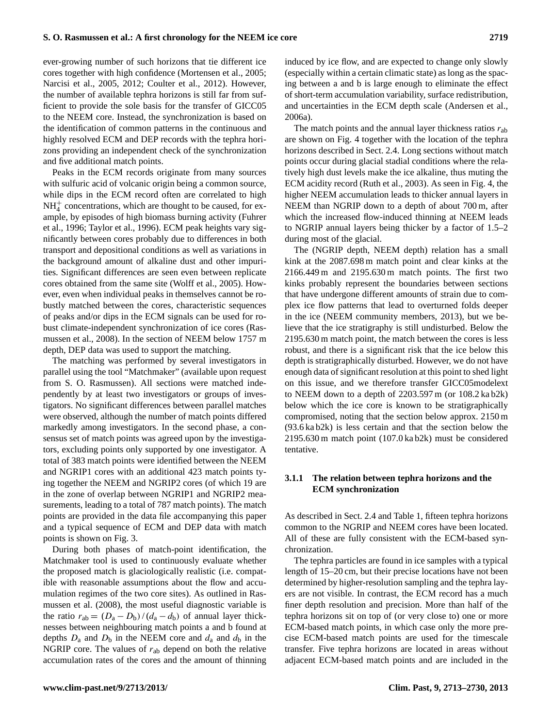ever-growing number of such horizons that tie different ice cores together with high confidence (Mortensen et al., 2005; Narcisi et al., 2005, 2012; Coulter et al., 2012). However, the number of available tephra horizons is still far from sufficient to provide the sole basis for the transfer of GICC05 to the NEEM core. Instead, the synchronization is based on the identification of common patterns in the continuous and highly resolved ECM and DEP records with the tephra horizons providing an independent check of the synchronization and five additional match points.

Peaks in the ECM records originate from many sources with sulfuric acid of volcanic origin being a common source, while dips in the ECM record often are correlated to high $NH_4^+$ concentrations, which are thought to be caused, for example, by episodes of high biomass burning activity (Fuhrer et al., 1996; Taylor et al., 1996). ECM peak heights vary significantly between cores probably due to differences in both transport and depositional conditions as well as variations in the background amount of alkaline dust and other impurities. Significant differences are seen even between replicate cores obtained from the same site (Wolff et al., 2005). However, even when individual peaks in themselves cannot be robustly matched between the cores, characteristic sequences of peaks and/or dips in the ECM signals can be used for robust climate-independent synchronization of ice cores (Rasmussen et al., 2008). In the section of NEEM below 1757 m depth, DEP data was used to support the matching.

The matching was performed by several investigators in parallel using the tool "Matchmaker" (available upon request from S. O. Rasmussen). All sections were matched independently by at least two investigators or groups of investigators. No significant differences between parallel matches were observed, although the number of match points differed markedly among investigators. In the second phase, a consensus set of match points was agreed upon by the investigators, excluding points only supported by one investigator. A total of 383 match points were identified between the NEEM and NGRIP1 cores with an additional 423 match points tying together the NEEM and NGRIP2 cores (of which 19 are in the zone of overlap between NGRIP1 and NGRIP2 measurements, leading to a total of 787 match points). The match points are provided in the data file accompanying this paper and a typical sequence of ECM and DEP data with match points is shown on Fig. 3.

During both phases of match-point identification, the Matchmaker tool is used to continuously evaluate whether the proposed match is glaciologically realistic (i.e. compatible with reasonable assumptions about the flow and accumulation regimes of the two core sites). As outlined in Rasmussen et al. (2008), the most useful diagnostic variable is the ratio $r_{ab} = (D_a - D_b)/(d_a - d_b)$ of annual layer thicknesses between neighbouring match points a and b found at depths $D_a$ and $D_b$ in the NEEM core and $d_a$ and $d_b$ in the NGRIP core. The values of $r_{ab}$ depend on both the relative accumulation rates of the cores and the amount of thinning induced by ice flow, and are expected to change only slowly (especially within a certain climatic state) as long as the spacing between a and b is large enough to eliminate the effect of short-term accumulation variability, surface redistribution, and uncertainties in the ECM depth scale (Andersen et al., 2006a).

The match points and the annual layer thickness ratios $r_{ab}$ are shown on Fig. 4 together with the location of the tephra horizons described in Sect. 2.4. Long sections without match points occur during glacial stadial conditions where the relatively high dust levels make the ice alkaline, thus muting the ECM acidity record (Ruth et al., 2003). As seen in Fig. 4, the higher NEEM accumulation leads to thicker annual layers in NEEM than NGRIP down to a depth of about 700 m, after which the increased flow-induced thinning at NEEM leads to NGRIP annual layers being thicker by a factor of 1.5–2 during most of the glacial.

The (NGRIP depth, NEEM depth) relation has a small kink at the 2087.698 m match point and clear kinks at the 2166.449 m and 2195.630 m match points. The first two kinks probably represent the boundaries between sections that have undergone different amounts of strain due to complex ice flow patterns that lead to overturned folds deeper in the ice (NEEM community members, 2013), but we believe that the ice stratigraphy is still undisturbed. Below the 2195.630 m match point, the match between the cores is less robust, and there is a significant risk that the ice below this depth is stratigraphically disturbed. However, we do not have enough data of significant resolution at this point to shed light on this issue, and we therefore transfer GICC05modelext to NEEM down to a depth of 2203.597 m (or 108.2 ka b2k) below which the ice core is known to be stratigraphically compromised, noting that the section below approx. 2150 m (93.6 ka b2k) is less certain and that the section below the 2195.630 m match point (107.0 ka b2k) must be considered tentative.

#### 3.1.1 The relation between tephra horizons and the ECM synchronization

As described in Sect. 2.4 and Table 1, fifteen tephra horizons common to the NGRIP and NEEM cores have been located. All of these are fully consistent with the ECM-based synchronization.

The tephra particles are found in ice samples with a typical length of 15–20 cm, but their precise locations have not been determined by higher-resolution sampling and the tephra layers are not visible. In contrast, the ECM record has a much finer depth resolution and precision. More than half of the tephra horizons sit on top of (or very close to) one or more ECM-based match points, in which case only the more precise ECM-based match points are used for the timescale transfer. Five tephra horizons are located in areas without adjacent ECM-based match points and are included in the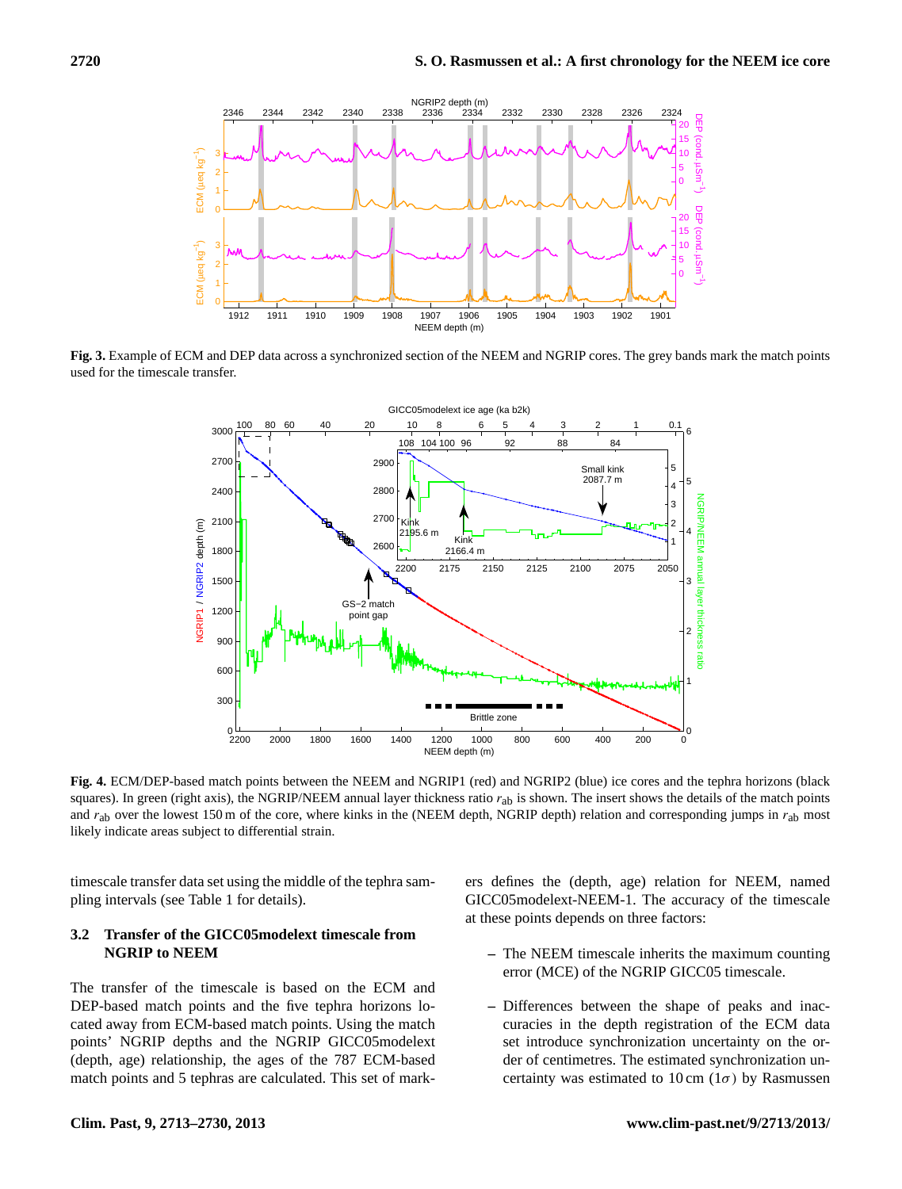NGRIP2 depth (m)

2346 2344 2342 2340 2338 2336 2334 2332 2330 2328 2326 2324

ECM (μeq kg$^{-1}$)

DEP (cond. μSm$^{-1}$)

1912 1911 1910 1909 1908 1907 1906 1905 1904 1903 1902 1901

NEEM depth (m)

**Fig. 3.** Example of ECM and DEP data across a synchronized section of the NEEM and NGRIP cores. The grey bands mark the match points used for the timescale transfer.

GICC05modelext ice age (ka b2k)

100 80 60 40 20 10 8 6 5 4 3 2 1 0.1

108 104 100 96 92 88 84

Kink 2195.6 m

Kink 2166.4 m

Small kink 2087.7 m

GS−2 match point gap

Brittle zone

NGRIP1 / NGRIP2 depth (m)

NGRIP/NEEM annual layer thickness ratio

NEEM depth (m)

**Fig. 4.** ECM/DEP-based match points between the NEEM and NGRIP1 (red) and NGRIP2 (blue) ice cores and the tephra horizons (black squares). In green (right axis), the NGRIP/NEEM annual layer thickness ratio $r_{ab}$ is shown. The insert shows the details of the match points and $r_{ab}$ over the lowest 150 m of the core, where kinks in the (NEEM depth, NGRIP depth) relation and corresponding jumps in $r_{ab}$ most likely indicate areas subject to differential strain.

timescale transfer data set using the middle of the tephra sampling intervals (see Table 1 for details).

### 3.2 Transfer of the GICC05modelext timescale from NGRIP to NEEM

The transfer of the timescale is based on the ECM and DEP-based match points and the five tephra horizons located away from ECM-based match points. Using the match points' NGRIP depths and the NGRIP GICC05modelext (depth, age) relationship, the ages of the 787 ECM-based match points and 5 tephras are calculated. This set of markers defines the (depth, age) relation for NEEM, named GICC05modelext-NEEM-1. The accuracy of the timescale at these points depends on three factors:

- The NEEM timescale inherits the maximum counting error (MCE) of the NGRIP GICC05 timescale.
- Differences between the shape of peaks and inaccuracies in the depth registration of the ECM data set introduce synchronization uncertainty on the order of centimetres. The estimated synchronization uncertainty was estimated to 10 cm ($1\sigma$) by Rasmussen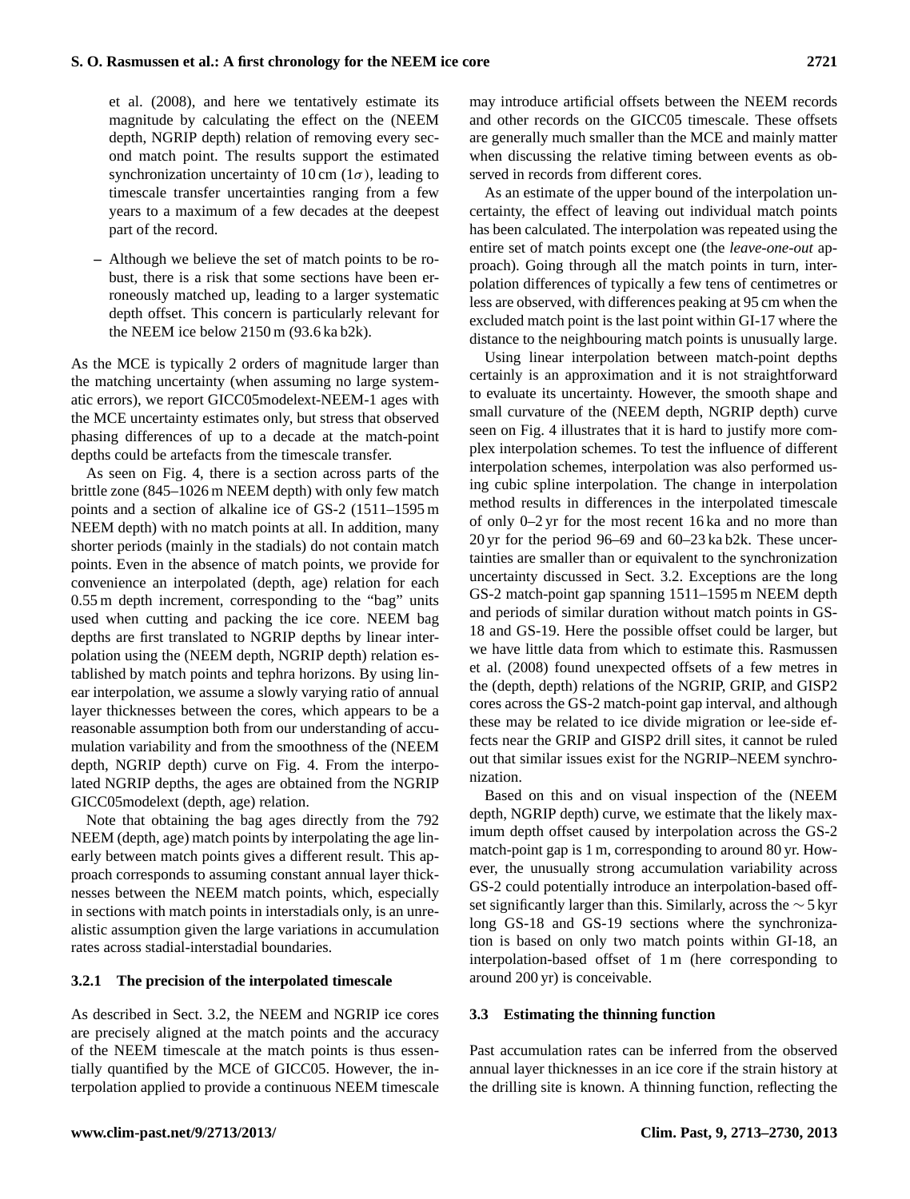et al. (2008), and here we tentatively estimate its magnitude by calculating the effect on the (NEEM depth, NGRIP depth) relation of removing every second match point. The results support the estimated synchronization uncertainty of 10 cm ($1\sigma$), leading to timescale transfer uncertainties ranging from a few years to a maximum of a few decades at the deepest part of the record.

– Although we believe the set of match points to be robust, there is a risk that some sections have been erroneously matched up, leading to a larger systematic depth offset. This concern is particularly relevant for the NEEM ice below 2150 m (93.6 ka b2k).

As the MCE is typically 2 orders of magnitude larger than the matching uncertainty (when assuming no large systematic errors), we report GICC05modelext-NEEM-1 ages with the MCE uncertainty estimates only, but stress that observed phasing differences of up to a decade at the match-point depths could be artefacts from the timescale transfer.

As seen on Fig. 4, there is a section across parts of the brittle zone (845–1026 m NEEM depth) with only few match points and a section of alkaline ice of GS-2 (1511–1595 m NEEM depth) with no match points at all. In addition, many shorter periods (mainly in the stadials) do not contain match points. Even in the absence of match points, we provide for convenience an interpolated (depth, age) relation for each 0.55 m depth increment, corresponding to the "bag" units used when cutting and packing the ice core. NEEM bag depths are first translated to NGRIP depths by linear interpolation using the (NEEM depth, NGRIP depth) relation established by match points and tephra horizons. By using linear interpolation, we assume a slowly varying ratio of annual layer thicknesses between the cores, which appears to be a reasonable assumption both from our understanding of accumulation variability and from the smoothness of the (NEEM depth, NGRIP depth) curve on Fig. 4. From the interpolated NGRIP depths, the ages are obtained from the NGRIP GICC05modelext (depth, age) relation.

Note that obtaining the bag ages directly from the 792 NEEM (depth, age) match points by interpolating the age linearly between match points gives a different result. This approach corresponds to assuming constant annual layer thicknesses between the NEEM match points, which, especially in sections with match points in interstadials only, is an unrealistic assumption given the large variations in accumulation rates across stadial-interstadial boundaries.

#### 3.2.1 The precision of the interpolated timescale

As described in Sect. 3.2, the NEEM and NGRIP ice cores are precisely aligned at the match points and the accuracy of the NEEM timescale at the match points is thus essentially quantified by the MCE of GICC05. However, the interpolation applied to provide a continuous NEEM timescale may introduce artificial offsets between the NEEM records and other records on the GICC05 timescale. These offsets are generally much smaller than the MCE and mainly matter when discussing the relative timing between events as observed in records from different cores.

As an estimate of the upper bound of the interpolation uncertainty, the effect of leaving out individual match points has been calculated. The interpolation was repeated using the entire set of match points except one (the *leave-one-out* approach). Going through all the match points in turn, interpolation differences of typically a few tens of centimetres or less are observed, with differences peaking at 95 cm when the excluded match point is the last point within GI-17 where the distance to the neighbouring match points is unusually large.

Using linear interpolation between match-point depths certainly is an approximation and it is not straightforward to evaluate its uncertainty. However, the smooth shape and small curvature of the (NEEM depth, NGRIP depth) curve seen on Fig. 4 illustrates that it is hard to justify more complex interpolation schemes. To test the influence of different interpolation schemes, interpolation was also performed using cubic spline interpolation. The change in interpolation method results in differences in the interpolated timescale of only 0–2 yr for the most recent 16 ka and no more than 20 yr for the period 96–69 and 60–23 ka b2k. These uncertainties are smaller than or equivalent to the synchronization uncertainty discussed in Sect. 3.2. Exceptions are the long GS-2 match-point gap spanning 1511–1595 m NEEM depth and periods of similar duration without match points in GS-18 and GS-19. Here the possible offset could be larger, but we have little data from which to estimate this. Rasmussen et al. (2008) found unexpected offsets of a few metres in the (depth, depth) relations of the NGRIP, GRIP, and GISP2 cores across the GS-2 match-point gap interval, and although these may be related to ice divide migration or lee-side effects near the GRIP and GISP2 drill sites, it cannot be ruled out that similar issues exist for the NGRIP–NEEM synchronization.

Based on this and on visual inspection of the (NEEM depth, NGRIP depth) curve, we estimate that the likely maximum depth offset caused by interpolation across the GS-2 match-point gap is 1 m, corresponding to around 80 yr. However, the unusually strong accumulation variability across GS-2 could potentially introduce an interpolation-based offset significantly larger than this. Similarly, across the $\sim 5$ kyr long GS-18 and GS-19 sections where the synchronization is based on only two match points within GI-18, an interpolation-based offset of 1 m (here corresponding to around 200 yr) is conceivable.

### 3.3 Estimating the thinning function

Past accumulation rates can be inferred from the observed annual layer thicknesses in an ice core if the strain history at the drilling site is known. A thinning function, reflecting the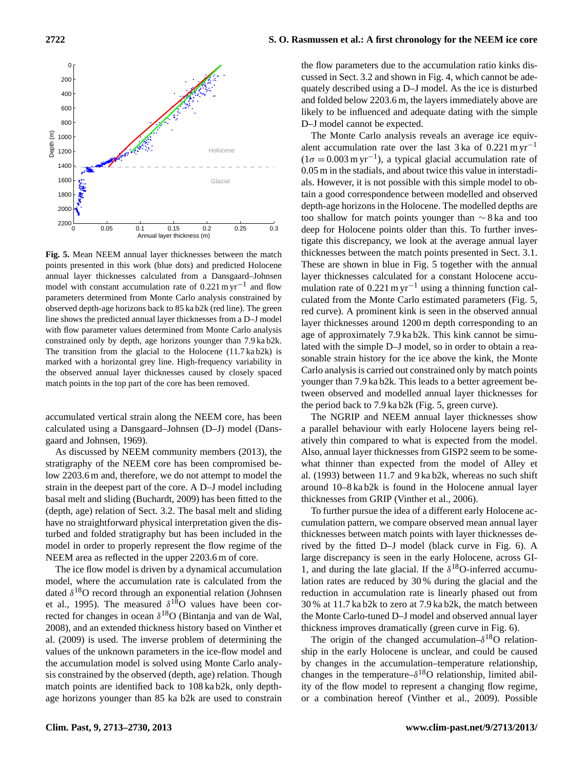0
200
400
600
800
1000
1200
1400
1600
1800
2000
2200
Depth (m)
0
0.05
0.1
0.15
0.2
0.25
0.3
Annual layer thickness (m)
Holocene
Glacial

**Fig. 5.** Mean NEEM annual layer thicknesses between the match points presented in this work (blue dots) and predicted Holocene annual layer thicknesses calculated from a Dansgaard–Johnsen model with constant accumulation rate of $0.221\,\mathrm{m\,yr^{-1}}$ and flow parameters determined from Monte Carlo analysis constrained by observed depth-age horizons back to 85 ka b2k (red line). The green line shows the predicted annual layer thicknesses from a D–J model with flow parameter values determined from Monte Carlo analysis constrained only by depth, age horizons younger than 7.9 ka b2k. The transition from the glacial to the Holocene (11.7 ka b2k) is marked with a horizontal grey line. High-frequency variability in the observed annual layer thicknesses caused by closely spaced match points in the top part of the core has been removed.

accumulated vertical strain along the NEEM core, has been calculated using a Dansgaard–Johnsen (D–J) model (Dansgaard and Johnsen, 1969).

As discussed by NEEM community members (2013), the stratigraphy of the NEEM core has been compromised below 2203.6 m and, therefore, we do not attempt to model the strain in the deepest part of the core. A D–J model including basal melt and sliding (Buchardt, 2009) has been fitted to the (depth, age) relation of Sect. 3.2. The basal melt and sliding have no straightforward physical interpretation given the disturbed and folded stratigraphy but has been included in the model in order to properly represent the flow regime of the NEEM area as reflected in the upper 2203.6 m of core.

The ice flow model is driven by a dynamical accumulation model, where the accumulation rate is calculated from the dated $\delta^{18}$O record through an exponential relation (Johnsen et al., 1995). The measured $\delta^{18}$O values have been corrected for changes in ocean $\delta^{18}$O (Bintanja and van de Wal, 2008), and an extended thickness history based on Vinther et al. (2009) is used. The inverse problem of determining the values of the unknown parameters in the ice-flow model and the accumulation model is solved using Monte Carlo analysis constrained by the observed (depth, age) relation. Though match points are identified back to 108 ka b2k, only depth-age horizons younger than 85 ka b2k are used to constrain the flow parameters due to the accumulation ratio kinks discussed in Sect. 3.2 and shown in Fig. 4, which cannot be adequately described using a D–J model. As the ice is disturbed and folded below 2203.6 m, the layers immediately above are likely to be influenced and adequate dating with the simple D–J model cannot be expected.

The Monte Carlo analysis reveals an average ice equivalent accumulation rate over the last 3 ka of $0.221\,\mathrm{m\,yr^{-1}}$ ($1\sigma = 0.003\,\mathrm{m\,yr^{-1}}$), a typical glacial accumulation rate of 0.05 m in the stadials, and about twice this value in interstadials. However, it is not possible with this simple model to obtain a good correspondence between modelled and observed depth-age horizons in the Holocene. The modelled depths are too shallow for match points younger than $\sim 8$ ka and too deep for Holocene points older than this. To further investigate this discrepancy, we look at the average annual layer thicknesses between the match points presented in Sect. 3.1. These are shown in blue in Fig. 5 together with the annual layer thicknesses calculated for a constant Holocene accumulation rate of $0.221\,\mathrm{m\,yr^{-1}}$ using a thinning function calculated from the Monte Carlo estimated parameters (Fig. 5, red curve). A prominent kink is seen in the observed annual layer thicknesses around 1200 m depth corresponding to an age of approximately 7.9 ka b2k. This kink cannot be simulated with the simple D–J model, so in order to obtain a reasonable strain history for the ice above the kink, the Monte Carlo analysis is carried out constrained only by match points younger than 7.9 ka b2k. This leads to a better agreement between observed and modelled annual layer thicknesses for the period back to 7.9 ka b2k (Fig. 5, green curve).

The NGRIP and NEEM annual layer thicknesses show a parallel behaviour with early Holocene layers being relatively thin compared to what is expected from the model. Also, annual layer thicknesses from GISP2 seem to be somewhat thinner than expected from the model of Alley et al. (1993) between 11.7 and 9 ka b2k, whereas no such shift around 10–8 ka b2k is found in the Holocene annual layer thicknesses from GRIP (Vinther et al., 2006).

To further pursue the idea of a different early Holocene accumulation pattern, we compare observed mean annual layer thicknesses between match points with layer thicknesses derived by the fitted D–J model (black curve in Fig. 6). A large discrepancy is seen in the early Holocene, across GI-1, and during the late glacial. If the $\delta^{18}$O-inferred accumulation rates are reduced by 30 % during the glacial and the reduction in accumulation rate is linearly phased out from 30 % at 11.7 ka b2k to zero at 7.9 ka b2k, the match between the Monte Carlo-tuned D–J model and observed annual layer thickness improves dramatically (green curve in Fig. 6).

The origin of the changed accumulation–$\delta^{18}$O relationship in the early Holocene is unclear, and could be caused by changes in the accumulation–temperature relationship, changes in the temperature–$\delta^{18}$O relationship, limited ability of the flow model to represent a changing flow regime, or a combination hereof (Vinther et al., 2009). Possible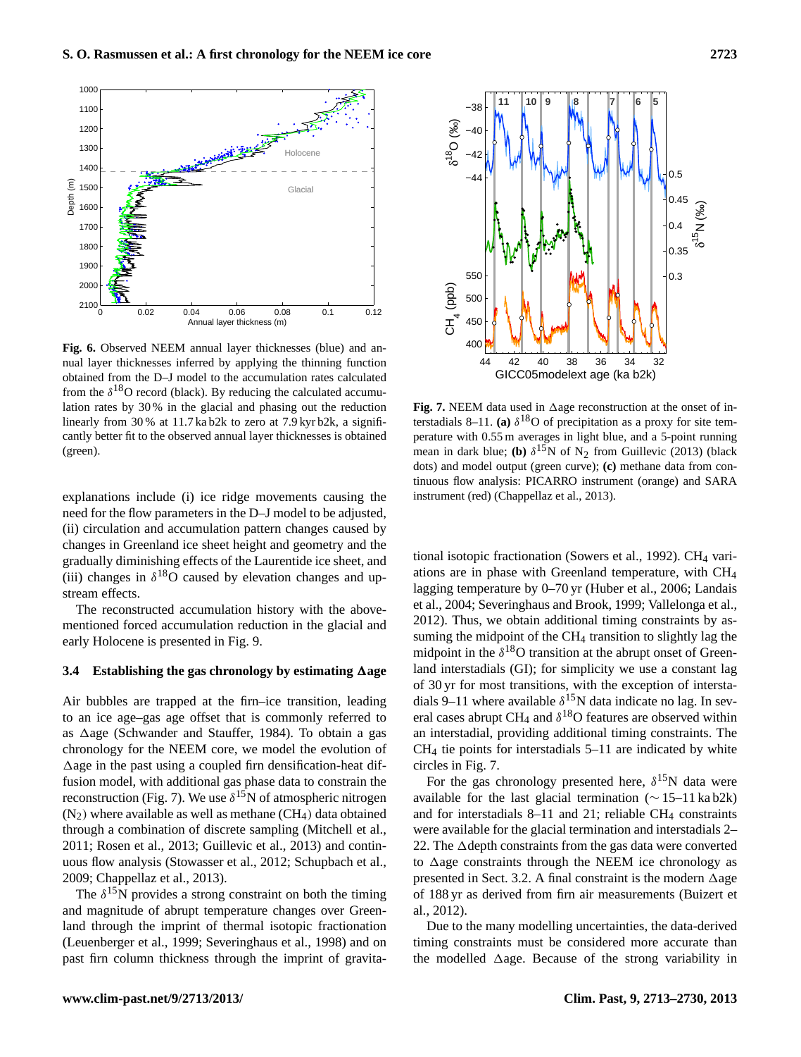Depth (m)

1000
1100
1200
1300
1400
1500
1600
1700
1800
1900
2000
2100

0
0.02
0.04
0.06
0.08
0.1
0.12

Annual layer thickness (m)

Holocene

Glacial

**Fig. 6.** Observed NEEM annual layer thicknesses (blue) and annual layer thicknesses inferred by applying the thinning function obtained from the D–J model to the accumulation rates calculated from the $\delta^{18}$O record (black). By reducing the calculated accumulation rates by 30 % in the glacial and phasing out the reduction linearly from 30 % at 11.7 ka b2k to zero at 7.9 kyr b2k, a significantly better fit to the observed annual layer thicknesses is obtained (green).

11 10 9 8 7 6 5

$\delta^{18}$O (‰)

−38
−40
−42
−44

$\delta^{15}$N (‰)

0.5
0.45
0.4
0.35
0.3

CH$_4$ (ppb)

550
500
450
400

44 42 40 38 36 34 32

GICC05modelext age (ka b2k)

**Fig. 7.** NEEM data used in $\Delta$age reconstruction at the onset of interstadials 8–11. **(a)** $\delta^{18}$O of precipitation as a proxy for site temperature with 0.55 m averages in light blue, and a 5-point running mean in dark blue; **(b)** $\delta^{15}$N of $N_2$ from Guillevic (2013) (black dots) and model output (green curve); **(c)** methane data from continuous flow analysis: PICARRO instrument (orange) and SARA instrument (red) (Chappellaz et al., 2013).

explanations include (i) ice ridge movements causing the need for the flow parameters in the D–J model to be adjusted, (ii) circulation and accumulation pattern changes caused by changes in Greenland ice sheet height and geometry and the gradually diminishing effects of the Laurentide ice sheet, and (iii) changes in $\delta^{18}$O caused by elevation changes and upstream effects.

The reconstructed accumulation history with the above-mentioned forced accumulation reduction in the glacial and early Holocene is presented in Fig. 9.

### 3.4 Establishing the gas chronology by estimating $\Delta$age

Air bubbles are trapped at the firn–ice transition, leading to an ice age–gas age offset that is commonly referred to as $\Delta$age (Schwander and Stauffer, 1984). To obtain a gas chronology for the NEEM core, we model the evolution of $\Delta$age in the past using a coupled firn densification-heat diffusion model, with additional gas phase data to constrain the reconstruction (Fig. 7). We use $\delta^{15}$N of atmospheric nitrogen ($N_2$) where available as well as methane ($CH_4$) data obtained through a combination of discrete sampling (Mitchell et al., 2011; Rosen et al., 2013; Guillevic et al., 2013) and continuous flow analysis (Stowasser et al., 2012; Schupbach et al., 2009; Chappellaz et al., 2013).

The $\delta^{15}$N provides a strong constraint on both the timing and magnitude of abrupt temperature changes over Greenland through the imprint of thermal isotopic fractionation (Leuenberger et al., 1999; Severinghaus et al., 1998) and on past firn column thickness through the imprint of gravitational isotopic fractionation (Sowers et al., 1992). $CH_4$ variations are in phase with Greenland temperature, with $CH_4$ lagging temperature by 0–70 yr (Huber et al., 2006; Landais et al., 2004; Severinghaus and Brook, 1999; Vallelonga et al., 2012). Thus, we obtain additional timing constraints by assuming the midpoint of the $CH_4$ transition to slightly lag the midpoint in the $\delta^{18}$O transition at the abrupt onset of Greenland interstadials (GI); for simplicity we use a constant lag of 30 yr for most transitions, with the exception of interstadials 9–11 where available $\delta^{15}$N data indicate no lag. In several cases abrupt $CH_4$ and $\delta^{18}$O features are observed within an interstadial, providing additional timing constraints. The $CH_4$ tie points for interstadials 5–11 are indicated by white circles in Fig. 7.

For the gas chronology presented here, $\delta^{15}$N data were available for the last glacial termination ($\sim$ 15–11 ka b2k) and for interstadials 8–11 and 21; reliable $CH_4$ constraints were available for the glacial termination and interstadials 2–22. The $\Delta$depth constraints from the gas data were converted to $\Delta$age constraints through the NEEM ice chronology as presented in Sect. 3.2. A final constraint is the modern $\Delta$age of 188 yr as derived from firn air measurements (Buizert et al., 2012).

Due to the many modelling uncertainties, the data-derived timing constraints must be considered more accurate than the modelled $\Delta$age. Because of the strong variability in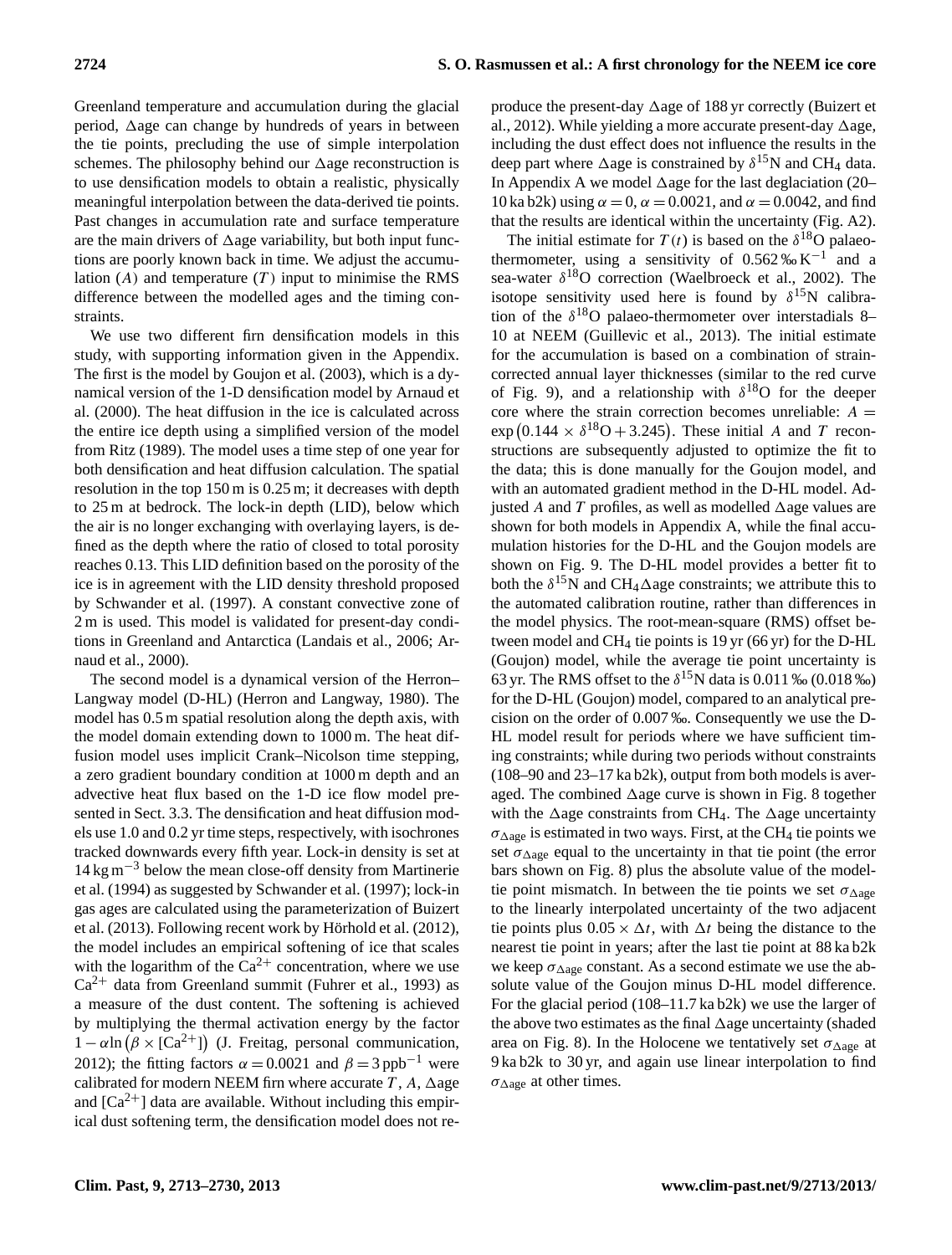Greenland temperature and accumulation during the glacial period, $\Delta$age can change by hundreds of years in between the tie points, precluding the use of simple interpolation schemes. The philosophy behind our $\Delta$age reconstruction is to use densification models to obtain a realistic, physically meaningful interpolation between the data-derived tie points. Past changes in accumulation rate and surface temperature are the main drivers of $\Delta$age variability, but both input functions are poorly known back in time. We adjust the accumulation ($A$) and temperature ($T$) input to minimise the RMS difference between the modelled ages and the timing constraints.

We use two different firn densification models in this study, with supporting information given in the Appendix. The first is the model by Goujon et al. (2003), which is a dynamical version of the 1-D densification model by Arnaud et al. (2000). The heat diffusion in the ice is calculated across the entire ice depth using a simplified version of the model from Ritz (1989). The model uses a time step of one year for both densification and heat diffusion calculation. The spatial resolution in the top 150 m is 0.25 m; it decreases with depth to 25 m at bedrock. The lock-in depth (LID), below which the air is no longer exchanging with overlaying layers, is defined as the depth where the ratio of closed to total porosity reaches 0.13. This LID definition based on the porosity of the ice is in agreement with the LID density threshold proposed by Schwander et al. (1997). A constant convective zone of 2 m is used. This model is validated for present-day conditions in Greenland and Antarctica (Landais et al., 2006; Arnaud et al., 2000).

The second model is a dynamical version of the Herron–Langway model (D-HL) (Herron and Langway, 1980). The model has 0.5 m spatial resolution along the depth axis, with the model domain extending down to 1000 m. The heat diffusion model uses implicit Crank–Nicolson time stepping, a zero gradient boundary condition at 1000 m depth and an advective heat flux based on the 1-D ice flow model presented in Sect. 3.3. The densification and heat diffusion models use 1.0 and 0.2 yr time steps, respectively, with isochrones tracked downwards every fifth year. Lock-in density is set at 14 kg m$^{-3}$ below the mean close-off density from Martinerie et al. (1994) as suggested by Schwander et al. (1997); lock-in gas ages are calculated using the parameterization of Buizert et al. (2013). Following recent work by Hörhold et al. (2012), the model includes an empirical softening of ice that scales with the logarithm of the $Ca^{2+}$ concentration, where we use $Ca^{2+}$ data from Greenland summit (Fuhrer et al., 1993) as a measure of the dust content. The softening is achieved by multiplying the thermal activation energy by the factor $1-\alpha\ln\left(\beta\times[Ca^{2+}]\right)$ (J. Freitag, personal communication, 2012); the fitting factors $\alpha = 0.0021$ and $\beta = 3\,\text{ppb}^{-1}$ were calibrated for modern NEEM firn where accurate $T$, $A$, $\Delta$age and $[Ca^{2+}]$ data are available. Without including this empirical dust softening term, the densification model does not reproduce the present-day $\Delta$age of 188 yr correctly (Buizert et al., 2012). While yielding a more accurate present-day $\Delta$age, including the dust effect does not influence the results in the deep part where $\Delta$age is constrained by $\delta^{15}N$ and $CH_4$ data. In Appendix A we model $\Delta$age for the last deglaciation (20–10 ka b2k) using $\alpha = 0$, $\alpha = 0.0021$, and $\alpha = 0.0042$, and find that the results are identical within the uncertainty (Fig. A2).

The initial estimate for $T(t)$ is based on the $\delta^{18}O$ palaeothermometer, using a sensitivity of 0.562 ‰ K$^{-1}$ and a sea-water $\delta^{18}O$ correction (Waelbroeck et al., 2002). The isotope sensitivity used here is found by $\delta^{15}N$ calibration of the $\delta^{18}O$ palaeo-thermometer over interstadials 8–10 at NEEM (Guillevic et al., 2013). The initial estimate for the accumulation is based on a combination of strain-corrected annual layer thicknesses (similar to the red curve of Fig. 9), and a relationship with $\delta^{18}O$ for the deeper core where the strain correction becomes unreliable: $A = \exp\left(0.144\times\delta^{18}O + 3.245\right)$. These initial $A$ and $T$ reconstructions are subsequently adjusted to optimize the fit to the data; this is done manually for the Goujon model, and with an automated gradient method in the D-HL model. Adjusted $A$ and $T$ profiles, as well as modelled $\Delta$age values are shown for both models in Appendix A, while the final accumulation histories for the D-HL and the Goujon models are shown on Fig. 9. The D-HL model provides a better fit to both the $\delta^{15}N$ and $CH_4$ $\Delta$age constraints; we attribute this to the automated calibration routine, rather than differences in the model physics. The root-mean-square (RMS) offset between model and $CH_4$ tie points is 19 yr (66 yr) for the D-HL (Goujon) model, while the average tie point uncertainty is 63 yr. The RMS offset to the $\delta^{15}N$ data is 0.011 ‰ (0.018 ‰) for the D-HL (Goujon) model, compared to an analytical precision on the order of 0.007 ‰. Consequently we use the D-HL model result for periods where we have sufficient timing constraints; while during two periods without constraints (108–90 and 23–17 ka b2k), output from both models is averaged. The combined $\Delta$age curve is shown in Fig. 8 together with the $\Delta$age constraints from $CH_4$. The $\Delta$age uncertainty $\sigma_{\Delta\text{age}}$ is estimated in two ways. First, at the $CH_4$ tie points we set $\sigma_{\Delta\text{age}}$ equal to the uncertainty in that tie point (the error bars shown on Fig. 8) plus the absolute value of the model-tie point mismatch. In between the tie points we set $\sigma_{\Delta\text{age}}$ to the linearly interpolated uncertainty of the two adjacent tie points plus $0.05\times\Delta t$, with $\Delta t$ being the distance to the nearest tie point in years; after the last tie point at 88 ka b2k we keep $\sigma_{\Delta\text{age}}$ constant. As a second estimate we use the absolute value of the Goujon minus D-HL model difference. For the glacial period (108–11.7 ka b2k) we use the larger of the above two estimates as the final $\Delta$age uncertainty (shaded area on Fig. 8). In the Holocene we tentatively set $\sigma_{\Delta\text{age}}$ at 9 ka b2k to 30 yr, and again use linear interpolation to find $\sigma_{\Delta\text{age}}$ at other times.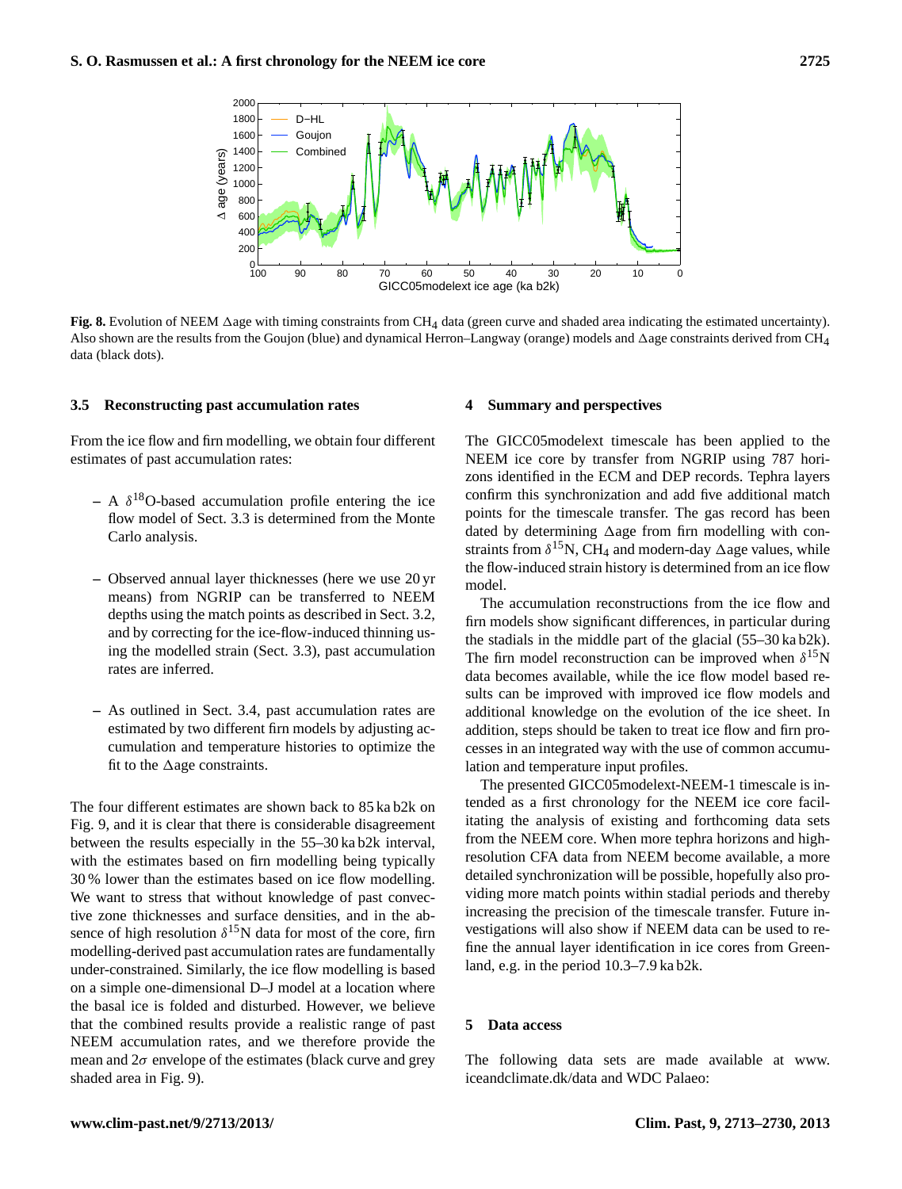2000
1800
1600
1400
1200
1000
800
600
400
200
0

Δ age (years)

D–HL
Goujon
Combined

100 90 80 70 60 50 40 30 20 10 0

GICC05modelext ice age (ka b2k)

**Fig. 8.** Evolution of NEEM Δage with timing constraints from $CH_4$ data (green curve and shaded area indicating the estimated uncertainty). Also shown are the results from the Goujon (blue) and dynamical Herron–Langway (orange) models and Δage constraints derived from $CH_4$ data (black dots).

### 3.5 Reconstructing past accumulation rates

From the ice flow and firn modelling, we obtain four different estimates of past accumulation rates:

- A $\delta^{18}$O-based accumulation profile entering the ice flow model of Sect. 3.3 is determined from the Monte Carlo analysis.

- Observed annual layer thicknesses (here we use 20 yr means) from NGRIP can be transferred to NEEM depths using the match points as described in Sect. 3.2, and by correcting for the ice-flow-induced thinning using the modelled strain (Sect. 3.3), past accumulation rates are inferred.

- As outlined in Sect. 3.4, past accumulation rates are estimated by two different firn models by adjusting accumulation and temperature histories to optimize the fit to the Δage constraints.

The four different estimates are shown back to 85 ka b2k on Fig. 9, and it is clear that there is considerable disagreement between the results especially in the 55–30 ka b2k interval, with the estimates based on firn modelling being typically 30 % lower than the estimates based on ice flow modelling. We want to stress that without knowledge of past convective zone thicknesses and surface densities, and in the absence of high resolution $\delta^{15}$N data for most of the core, firn modelling-derived past accumulation rates are fundamentally under-constrained. Similarly, the ice flow modelling is based on a simple one-dimensional D–J model at a location where the basal ice is folded and disturbed. However, we believe that the combined results provide a realistic range of past NEEM accumulation rates, and we therefore provide the mean and $2\sigma$ envelope of the estimates (black curve and grey shaded area in Fig. 9).

## 4 Summary and perspectives

The GICC05modelext timescale has been applied to the NEEM ice core by transfer from NGRIP using 787 horizons identified in the ECM and DEP records. Tephra layers confirm this synchronization and add five additional match points for the timescale transfer. The gas record has been dated by determining Δage from firn modelling with constraints from $\delta^{15}$N, $CH_4$ and modern-day Δage values, while the flow-induced strain history is determined from an ice flow model.

The accumulation reconstructions from the ice flow and firn models show significant differences, in particular during the stadials in the middle part of the glacial (55–30 ka b2k). The firn model reconstruction can be improved when $\delta^{15}$N data becomes available, while the ice flow model based results can be improved with improved ice flow models and additional knowledge on the evolution of the ice sheet. In addition, steps should be taken to treat ice flow and firn processes in an integrated way with the use of common accumulation and temperature input profiles.

The presented GICC05modelext-NEEM-1 timescale is intended as a first chronology for the NEEM ice core facilitating the analysis of existing and forthcoming data sets from the NEEM core. When more tephra horizons and high-resolution CFA data from NEEM become available, a more detailed synchronization will be possible, hopefully also providing more match points within stadial periods and thereby increasing the precision of the timescale transfer. Future investigations will also show if NEEM data can be used to refine the annual layer identification in ice cores from Greenland, e.g. in the period 10.3–7.9 ka b2k.

## 5 Data access

The following data sets are made available at www.iceandclimate.dk/data and WDC Palaeo: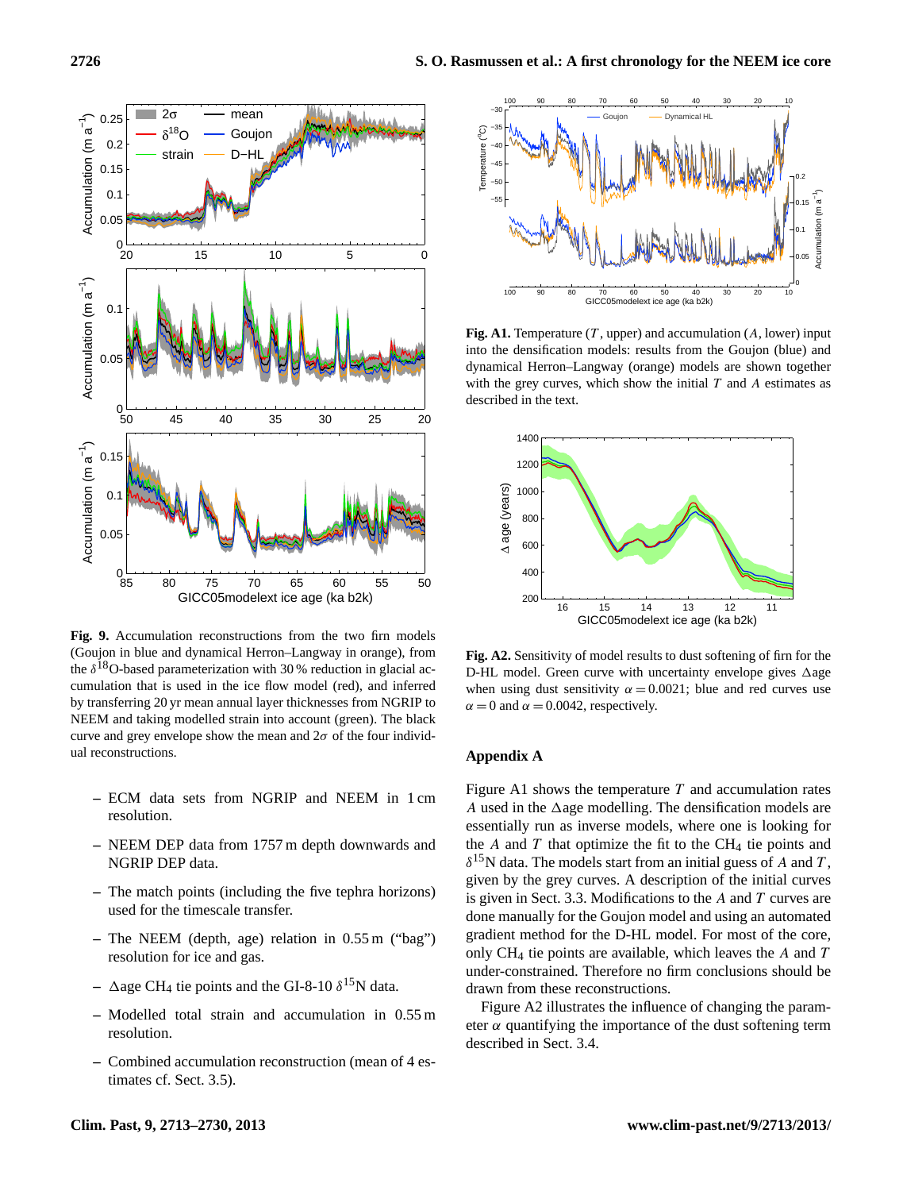Accumulation (m a$^{-1}$)
0.25
0.2
0.15
0.1
0.05
0
20 15 10 5 0
2σ
mean
$\delta^{18}$O
Goujon
strain
D−HL

Accumulation (m a$^{-1}$)
0.1
0.05
0
50 45 40 35 30 25 20

Accumulation (m a$^{-1}$)
0.15
0.1
0.05
0
85 80 75 70 65 60 55 50
GICC05modelext ice age (ka b2k)

**Fig. 9.** Accumulation reconstructions from the two firn models (Goujon in blue and dynamical Herron–Langway in orange), from the $\delta^{18}$O-based parameterization with 30 % reduction in glacial accumulation that is used in the ice flow model (red), and inferred by transferring 20 yr mean annual layer thicknesses from NGRIP to NEEM and taking modelled strain into account (green). The black curve and grey envelope show the mean and $2\sigma$ of the four individual reconstructions.

- ECM data sets from NGRIP and NEEM in 1 cm resolution.
- NEEM DEP data from 1757 m depth downwards and NGRIP DEP data.
- The match points (including the five tephra horizons) used for the timescale transfer.
- The NEEM (depth, age) relation in 0.55 m ("bag") resolution for ice and gas.
- $\Delta$age $CH_4$ tie points and the GI-8-10 $\delta^{15}$N data.
- Modelled total strain and accumulation in 0.55 m resolution.
- Combined accumulation reconstruction (mean of 4 estimates cf. Sect. 3.5).

100 90 80 70 60 50 40 30 20 10
Goujon
Dynamical HL
Temperature (°C)
−30
−35
−40
−45
−50
−55
Accumulation (m a$^{-1}$)
0.2
0.15
0.1
0.05
0
100 90 80 70 60 50 40 30 20 10
GICC05modelext ice age (ka b2k)

**Fig. A1.** Temperature ($T$, upper) and accumulation ($A$, lower) input into the densification models: results from the Goujon (blue) and dynamical Herron–Langway (orange) models are shown together with the grey curves, which show the initial $T$ and $A$ estimates as described in the text.

Δ age (years)
1400
1200
1000
800
600
400
200
16 15 14 13 12 11
GICC05modelext ice age (ka b2k)

**Fig. A2.** Sensitivity of model results to dust softening of firn for the D-HL model. Green curve with uncertainty envelope gives $\Delta$age when using dust sensitivity $\alpha = 0.0021$; blue and red curves use $\alpha = 0$ and $\alpha = 0.0042$, respectively.

## Appendix A

Figure A1 shows the temperature $T$ and accumulation rates $A$ used in the $\Delta$age modelling. The densification models are essentially run as inverse models, where one is looking for the $A$ and $T$ that optimize the fit to the $CH_4$ tie points and $\delta^{15}$N data. The models start from an initial guess of $A$ and $T$, given by the grey curves. A description of the initial curves is given in Sect. 3.3. Modifications to the $A$ and $T$ curves are done manually for the Goujon model and using an automated gradient method for the D-HL model. For most of the core, only $CH_4$ tie points are available, which leaves the $A$ and $T$ under-constrained. Therefore no firm conclusions should be drawn from these reconstructions.

Figure A2 illustrates the influence of changing the parameter $\alpha$ quantifying the importance of the dust softening term described in Sect. 3.4.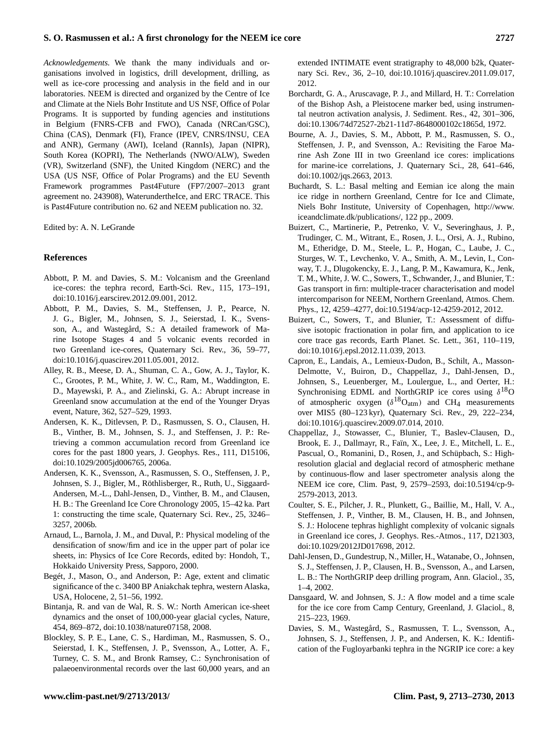*Acknowledgements.* We thank the many individuals and organisations involved in logistics, drill development, drilling, as well as ice-core processing and analysis in the field and in our laboratories. NEEM is directed and organized by the Centre of Ice and Climate at the Niels Bohr Institute and US NSF, Office of Polar Programs. It is supported by funding agencies and institutions in Belgium (FNRS-CFB and FWO), Canada (NRCan/GSC), China (CAS), Denmark (FI), France (IPEV, CNRS/INSU, CEA and ANR), Germany (AWI), Iceland (RannIs), Japan (NIPR), South Korea (KOPRI), The Netherlands (NWO/ALW), Sweden (VR), Switzerland (SNF), the United Kingdom (NERC) and the USA (US NSF, Office of Polar Programs) and the EU Seventh Framework programmes Past4Future (FP7/2007–2013 grant agreement no. 243908), WaterundertheIce, and ERC TRACE. This is Past4Future contribution no. 62 and NEEM publication no. 32.

Edited by: A. N. LeGrande

## References

Abbott, P. M. and Davies, S. M.: Volcanism and the Greenland ice-cores: the tephra record, Earth-Sci. Rev., 115, 173–191, doi:10.1016/j.earscirev.2012.09.001, 2012.

Abbott, P. M., Davies, S. M., Steffensen, J. P., Pearce, N. J. G., Bigler, M., Johnsen, S. J., Seierstad, I. K., Svensson, A., and Wastegård, S.: A detailed framework of Marine Isotope Stages 4 and 5 volcanic events recorded in two Greenland ice-cores, Quaternary Sci. Rev., 36, 59–77, doi:10.1016/j.quascirev.2011.05.001, 2012.

Alley, R. B., Meese, D. A., Shuman, C. A., Gow, A. J., Taylor, K. C., Grootes, P. M., White, J. W. C., Ram, M., Waddington, E. D., Mayewski, P. A., and Zielinski, G. A.: Abrupt increase in Greenland snow accumulation at the end of the Younger Dryas event, Nature, 362, 527–529, 1993.

Andersen, K. K., Ditlevsen, P. D., Rasmussen, S. O., Clausen, H. B., Vinther, B. M., Johnsen, S. J., and Steffensen, J. P.: Retrieving a common accumulation record from Greenland ice cores for the past 1800 years, J. Geophys. Res., 111, D15106, doi:10.1029/2005jd006765, 2006a.

Andersen, K. K., Svensson, A., Rasmussen, S. O., Steffensen, J. P., Johnsen, S. J., Bigler, M., Röthlisberger, R., Ruth, U., Siggaard-Andersen, M.-L., Dahl-Jensen, D., Vinther, B. M., and Clausen, H. B.: The Greenland Ice Core Chronology 2005, 15–42 ka. Part 1: constructing the time scale, Quaternary Sci. Rev., 25, 3246–3257, 2006b.

Arnaud, L., Barnola, J. M., and Duval, P.: Physical modeling of the densification of snow/firn and ice in the upper part of polar ice sheets, in: Physics of Ice Core Records, edited by: Hondoh, T., Hokkaido University Press, Sapporo, 2000.

Begét, J., Mason, O., and Anderson, P.: Age, extent and climatic significance of the c. 3400 BP Aniakchak tephra, western Alaska, USA, Holocene, 2, 51–56, 1992.

Bintanja, R. and van de Wal, R. S. W.: North American ice-sheet dynamics and the onset of 100,000-year glacial cycles, Nature, 454, 869–872, doi:10.1038/nature07158, 2008.

Blockley, S. P. E., Lane, C. S., Hardiman, M., Rasmussen, S. O., Seierstad, I. K., Steffensen, J. P., Svensson, A., Lotter, A. F., Turney, C. S. M., and Bronk Ramsey, C.: Synchronisation of palaeoenvironmental records over the last 60,000 years, and an extended INTIMATE event stratigraphy to 48,000 b2k, Quaternary Sci. Rev., 36, 2–10, doi:10.1016/j.quascirev.2011.09.017, 2012.

Borchardt, G. A., Aruscavage, P. J., and Millard, H. T.: Correlation of the Bishop Ash, a Pleistocene marker bed, using instrumental neutron activation analysis, J. Sediment. Res., 42, 301–306, doi:10.1306/74d72527-2b21-11d7-8648000102c1865d, 1972.

Bourne, A. J., Davies, S. M., Abbott, P. M., Rasmussen, S. O., Steffensen, J. P., and Svensson, A.: Revisiting the Faroe Marine Ash Zone III in two Greenland ice cores: implications for marine-ice correlations, J. Quaternary Sci., 28, 641–646, doi:10.1002/jqs.2663, 2013.

Buchardt, S. L.: Basal melting and Eemian ice along the main ice ridge in northern Greenland, Centre for Ice and Climate, Niels Bohr Institute, University of Copenhagen, http://www.iceandclimate.dk/publications/, 122 pp., 2009.

Buizert, C., Martinerie, P., Petrenko, V. V., Severinghaus, J. P., Trudinger, C. M., Witrant, E., Rosen, J. L., Orsi, A. J., Rubino, M., Etheridge, D. M., Steele, L. P., Hogan, C., Laube, J. C., Sturges, W. T., Levchenko, V. A., Smith, A. M., Levin, I., Conway, T. J., Dlugokencky, E. J., Lang, P. M., Kawamura, K., Jenk, T. M., White, J. W. C., Sowers, T., Schwander, J., and Blunier, T.: Gas transport in firn: multiple-tracer characterisation and model intercomparison for NEEM, Northern Greenland, Atmos. Chem. Phys., 12, 4259–4277, doi:10.5194/acp-12-4259-2012, 2012.

Buizert, C., Sowers, T., and Blunier, T.: Assessment of diffusive isotopic fractionation in polar firn, and application to ice core trace gas records, Earth Planet. Sc. Lett., 361, 110–119, doi:10.1016/j.epsl.2012.11.039, 2013.

Capron, E., Landais, A., Lemieux-Dudon, B., Schilt, A., Masson-Delmotte, V., Buiron, D., Chappellaz, J., Dahl-Jensen, D., Johnsen, S., Leuenberger, M., Loulergue, L., and Oerter, H.: Synchronising EDML and NorthGRIP ice cores using $\delta^{18}$O of atmospheric oxygen ($\delta^{18}O_{atm}$) and $CH_4$ measurements over MIS5 (80–123 kyr), Quaternary Sci. Rev., 29, 222–234, doi:10.1016/j.quascirev.2009.07.014, 2010.

Chappellaz, J., Stowasser, C., Blunier, T., Baslev-Clausen, D., Brook, E. J., Dallmayr, R., Faïn, X., Lee, J. E., Mitchell, L. E., Pascual, O., Romanini, D., Rosen, J., and Schüpbach, S.: High-resolution glacial and deglacial record of atmospheric methane by continuous-flow and laser spectrometer analysis along the NEEM ice core, Clim. Past, 9, 2579–2593, doi:10.5194/cp-9-2579-2013, 2013.

Coulter, S. E., Pilcher, J. R., Plunkett, G., Baillie, M., Hall, V. A., Steffensen, J. P., Vinther, B. M., Clausen, H. B., and Johnsen, S. J.: Holocene tephras highlight complexity of volcanic signals in Greenland ice cores, J. Geophys. Res.-Atmos., 117, D21303, doi:10.1029/2012JD017698, 2012.

Dahl-Jensen, D., Gundestrup, N., Miller, H., Watanabe, O., Johnsen, S. J., Steffensen, J. P., Clausen, H. B., Svensson, A., and Larsen, L. B.: The NorthGRIP deep drilling program, Ann. Glaciol., 35, 1–4, 2002.

Dansgaard, W. and Johnsen, S. J.: A flow model and a time scale for the ice core from Camp Century, Greenland, J. Glaciol., 8, 215–223, 1969.

Davies, S. M., Wastegård, S., Rasmussen, T. L., Svensson, A., Johnsen, S. J., Steffensen, J. P., and Andersen, K. K.: Identification of the Fugloyarbanki tephra in the NGRIP ice core: a key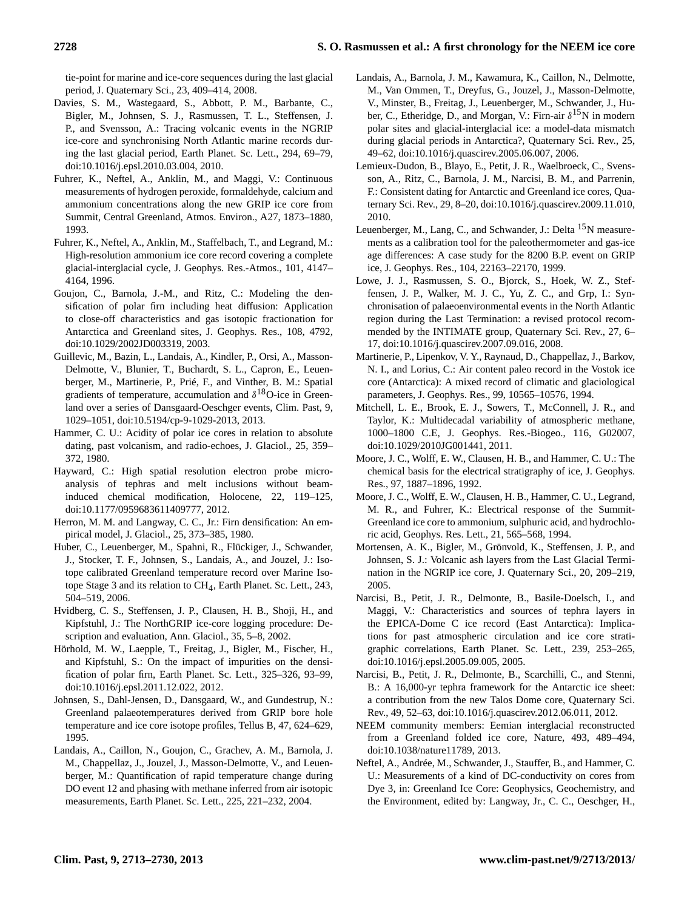tie-point for marine and ice-core sequences during the last glacial period, J. Quaternary Sci., 23, 409–414, 2008.

Davies, S. M., Wastegaard, S., Abbott, P. M., Barbante, C., Bigler, M., Johnsen, S. J., Rasmussen, T. L., Steffensen, J. P., and Svensson, A.: Tracing volcanic events in the NGRIP ice-core and synchronising North Atlantic marine records during the last glacial period, Earth Planet. Sc. Lett., 294, 69–79, doi:10.1016/j.epsl.2010.03.004, 2010.

Fuhrer, K., Neftel, A., Anklin, M., and Maggi, V.: Continuous measurements of hydrogen peroxide, formaldehyde, calcium and ammonium concentrations along the new GRIP ice core from Summit, Central Greenland, Atmos. Environ., A27, 1873–1880, 1993.

Fuhrer, K., Neftel, A., Anklin, M., Staffelbach, T., and Legrand, M.: High-resolution ammonium ice core record covering a complete glacial-interglacial cycle, J. Geophys. Res.-Atmos., 101, 4147–4164, 1996.

Goujon, C., Barnola, J.-M., and Ritz, C.: Modeling the densification of polar firn including heat diffusion: Application to close-off characteristics and gas isotopic fractionation for Antarctica and Greenland sites, J. Geophys. Res., 108, 4792, doi:10.1029/2002JD003319, 2003.

Guillevic, M., Bazin, L., Landais, A., Kindler, P., Orsi, A., Masson-Delmotte, V., Blunier, T., Buchardt, S. L., Capron, E., Leuenberger, M., Martinerie, P., Prié, F., and Vinther, B. M.: Spatial gradients of temperature, accumulation and $\delta^{18}$O-ice in Greenland over a series of Dansgaard-Oeschger events, Clim. Past, 9, 1029–1051, doi:10.5194/cp-9-1029-2013, 2013.

Hammer, C. U.: Acidity of polar ice cores in relation to absolute dating, past volcanism, and radio-echoes, J. Glaciol., 25, 359–372, 1980.

Hayward, C.: High spatial resolution electron probe microanalysis of tephras and melt inclusions without beam-induced chemical modification, Holocene, 22, 119–125, doi:10.1177/0959683611409777, 2012.

Herron, M. M. and Langway, C. C., Jr.: Firn densification: An empirical model, J. Glaciol., 25, 373–385, 1980.

Huber, C., Leuenberger, M., Spahni, R., Flückiger, J., Schwander, J., Stocker, T. F., Johnsen, S., Landais, A., and Jouzel, J.: Isotope calibrated Greenland temperature record over Marine Isotope Stage 3 and its relation to $CH_4$, Earth Planet. Sc. Lett., 243, 504–519, 2006.

Hvidberg, C. S., Steffensen, J. P., Clausen, H. B., Shoji, H., and Kipfstuhl, J.: The NorthGRIP ice-core logging procedure: Description and evaluation, Ann. Glaciol., 35, 5–8, 2002.

Hörhold, M. W., Laepple, T., Freitag, J., Bigler, M., Fischer, H., and Kipfstuhl, S.: On the impact of impurities on the densification of polar firn, Earth Planet. Sc. Lett., 325–326, 93–99, doi:10.1016/j.epsl.2011.12.022, 2012.

Johnsen, S., Dahl-Jensen, D., Dansgaard, W., and Gundestrup, N.: Greenland palaeotemperatures derived from GRIP bore hole temperature and ice core isotope profiles, Tellus B, 47, 624–629, 1995.

Landais, A., Caillon, N., Goujon, C., Grachev, A. M., Barnola, J. M., Chappellaz, J., Jouzel, J., Masson-Delmotte, V., and Leuenberger, M.: Quantification of rapid temperature change during DO event 12 and phasing with methane inferred from air isotopic measurements, Earth Planet. Sc. Lett., 225, 221–232, 2004.

Landais, A., Barnola, J. M., Kawamura, K., Caillon, N., Delmotte, M., Van Ommen, T., Dreyfus, G., Jouzel, J., Masson-Delmotte, V., Minster, B., Freitag, J., Leuenberger, M., Schwander, J., Huber, C., Etheridge, D., and Morgan, V.: Firn-air $\delta^{15}$N in modern polar sites and glacial-interglacial ice: a model-data mismatch during glacial periods in Antarctica?, Quaternary Sci. Rev., 25, 49–62, doi:10.1016/j.quascirev.2005.06.007, 2006.

Lemieux-Dudon, B., Blayo, E., Petit, J. R., Waelbroeck, C., Svensson, A., Ritz, C., Barnola, J. M., Narcisi, B. M., and Parrenin, F.: Consistent dating for Antarctic and Greenland ice cores, Quaternary Sci. Rev., 29, 8–20, doi:10.1016/j.quascirev.2009.11.010, 2010.

Leuenberger, M., Lang, C., and Schwander, J.: Delta $^{15}$N measurements as a calibration tool for the paleothermometer and gas-ice age differences: A case study for the 8200 B.P. event on GRIP ice, J. Geophys. Res., 104, 22163–22170, 1999.

Lowe, J. J., Rasmussen, S. O., Bjorck, S., Hoek, W. Z., Steffensen, J. P., Walker, M. J. C., Yu, Z. C., and Grp, I.: Synchronisation of palaeoenvironmental events in the North Atlantic region during the Last Termination: a revised protocol recommended by the INTIMATE group, Quaternary Sci. Rev., 27, 6–17, doi:10.1016/j.quascirev.2007.09.016, 2008.

Martinerie, P., Lipenkov, V. Y., Raynaud, D., Chappellaz, J., Barkov, N. I., and Lorius, C.: Air content paleo record in the Vostok ice core (Antarctica): A mixed record of climatic and glaciological parameters, J. Geophys. Res., 99, 10565–10576, 1994.

Mitchell, L. E., Brook, E. J., Sowers, T., McConnell, J. R., and Taylor, K.: Multidecadal variability of atmospheric methane, 1000–1800 C.E, J. Geophys. Res.-Biogeo., 116, G02007, doi:10.1029/2010JG001441, 2011.

Moore, J. C., Wolff, E. W., Clausen, H. B., and Hammer, C. U.: The chemical basis for the electrical stratigraphy of ice, J. Geophys. Res., 97, 1887–1896, 1992.

Moore, J. C., Wolff, E. W., Clausen, H. B., Hammer, C. U., Legrand, M. R., and Fuhrer, K.: Electrical response of the Summit-Greenland ice core to ammonium, sulphuric acid, and hydrochloric acid, Geophys. Res. Lett., 21, 565–568, 1994.

Mortensen, A. K., Bigler, M., Grönvold, K., Steffensen, J. P., and Johnsen, S. J.: Volcanic ash layers from the Last Glacial Termination in the NGRIP ice core, J. Quaternary Sci., 20, 209–219, 2005.

Narcisi, B., Petit, J. R., Delmonte, B., Basile-Doelsch, I., and Maggi, V.: Characteristics and sources of tephra layers in the EPICA-Dome C ice record (East Antarctica): Implications for past atmospheric circulation and ice core stratigraphic correlations, Earth Planet. Sc. Lett., 239, 253–265, doi:10.1016/j.epsl.2005.09.005, 2005.

Narcisi, B., Petit, J. R., Delmonte, B., Scarchilli, C., and Stenni, B.: A 16,000-yr tephra framework for the Antarctic ice sheet: a contribution from the new Talos Dome core, Quaternary Sci. Rev., 49, 52–63, doi:10.1016/j.quascirev.2012.06.011, 2012.

NEEM community members: Eemian interglacial reconstructed from a Greenland folded ice core, Nature, 493, 489–494, doi:10.1038/nature11789, 2013.

Neftel, A., Andrée, M., Schwander, J., Stauffer, B., and Hammer, C. U.: Measurements of a kind of DC-conductivity on cores from Dye 3, in: Greenland Ice Core: Geophysics, Geochemistry, and the Environment, edited by: Langway, Jr., C. C., Oeschger, H.,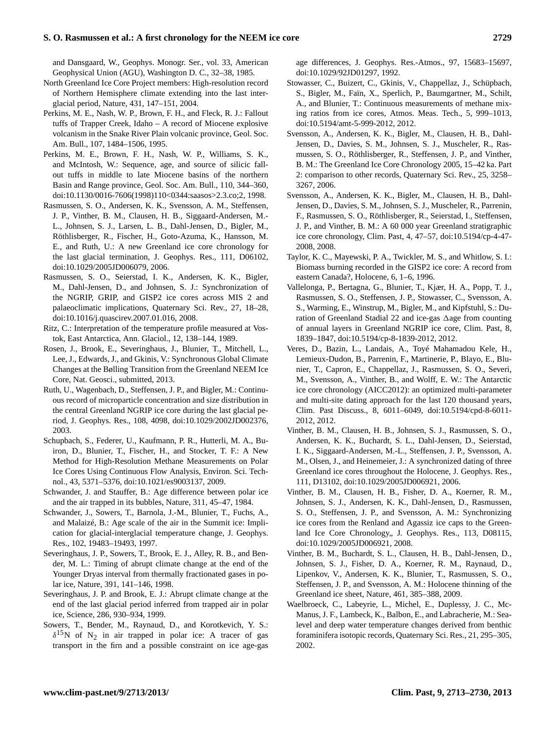and Dansgaard, W., Geophys. Monogr. Ser., vol. 33, American Geophysical Union (AGU), Washington D. C., 32–38, 1985.

North Greenland Ice Core Project members: High-resolution record of Northern Hemisphere climate extending into the last interglacial period, Nature, 431, 147–151, 2004.

Perkins, M. E., Nash, W. P., Brown, F. H., and Fleck, R. J.: Fallout tuffs of Trapper Creek, Idaho – A record of Miocene explosive volcanism in the Snake River Plain volcanic province, Geol. Soc. Am. Bull., 107, 1484–1506, 1995.

Perkins, M. E., Brown, F. H., Nash, W. P., Williams, S. K., and McIntosh, W.: Sequence, age, and source of silicic fallout tuffs in middle to late Miocene basins of the northern Basin and Range province, Geol. Soc. Am. Bull., 110, 344–360, doi:10.1130/0016-7606(1998)110<0344:saasos>2.3.co;2, 1998.

Rasmussen, S. O., Andersen, K. K., Svensson, A. M., Steffensen, J. P., Vinther, B. M., Clausen, H. B., Siggaard-Andersen, M.-L., Johnsen, S. J., Larsen, L. B., Dahl-Jensen, D., Bigler, M., Röthlisberger, R., Fischer, H., Goto-Azuma, K., Hansson, M. E., and Ruth, U.: A new Greenland ice core chronology for the last glacial termination, J. Geophys. Res., 111, D06102, doi:10.1029/2005JD006079, 2006.

Rasmussen, S. O., Seierstad, I. K., Andersen, K. K., Bigler, M., Dahl-Jensen, D., and Johnsen, S. J.: Synchronization of the NGRIP, GRIP, and GISP2 ice cores across MIS 2 and palaeoclimatic implications, Quaternary Sci. Rev., 27, 18–28, doi:10.1016/j.quascirev.2007.01.016, 2008.

Ritz, C.: Interpretation of the temperature profile measured at Vostok, East Antarctica, Ann. Glaciol., 12, 138–144, 1989.

Rosen, J., Brook, E., Severinghaus, J., Blunier, T., Mitchell, L., Lee, J., Edwards, J., and Gkinis, V.: Synchronous Global Climate Changes at the Bølling Transition from the Greenland NEEM Ice Core, Nat. Geosci., submitted, 2013.

Ruth, U., Wagenbach, D., Steffensen, J. P., and Bigler, M.: Continuous record of microparticle concentration and size distribution in the central Greenland NGRIP ice core during the last glacial period, J. Geophys. Res., 108, 4098, doi:10.1029/2002JD002376, 2003.

Schupbach, S., Federer, U., Kaufmann, P. R., Hutterli, M. A., Buiron, D., Blunier, T., Fischer, H., and Stocker, T. F.: A New Method for High-Resolution Methane Measurements on Polar Ice Cores Using Continuous Flow Analysis, Environ. Sci. Technol., 43, 5371–5376, doi:10.1021/es9003137, 2009.

Schwander, J. and Stauffer, B.: Age difference between polar ice and the air trapped in its bubbles, Nature, 311, 45–47, 1984.

Schwander, J., Sowers, T., Barnola, J.-M., Blunier, T., Fuchs, A., and Malaizé, B.: Age scale of the air in the Summit ice: Implication for glacial-interglacial temperature change, J. Geophys. Res., 102, 19483–19493, 1997.

Severinghaus, J. P., Sowers, T., Brook, E. J., Alley, R. B., and Bender, M. L.: Timing of abrupt climate change at the end of the Younger Dryas interval from thermally fractionated gases in polar ice, Nature, 391, 141–146, 1998.

Severinghaus, J. P. and Brook, E. J.: Abrupt climate change at the end of the last glacial period inferred from trapped air in polar ice, Science, 286, 930–934, 1999.

Sowers, T., Bender, M., Raynaud, D., and Korotkevich, Y. S.: $\delta^{15}$N of $N_2$ in air trapped in polar ice: A tracer of gas transport in the firn and a possible constraint on ice age-gas age differences, J. Geophys. Res.-Atmos., 97, 15683–15697, doi:10.1029/92JD01297, 1992.

Stowasser, C., Buizert, C., Gkinis, V., Chappellaz, J., Schüpbach, S., Bigler, M., Faïn, X., Sperlich, P., Baumgartner, M., Schilt, A., and Blunier, T.: Continuous measurements of methane mixing ratios from ice cores, Atmos. Meas. Tech., 5, 999–1013, doi:10.5194/amt-5-999-2012, 2012.

Svensson, A., Andersen, K. K., Bigler, M., Clausen, H. B., Dahl-Jensen, D., Davies, S. M., Johnsen, S. J., Muscheler, R., Rasmussen, S. O., Röthlisberger, R., Steffensen, J. P., and Vinther, B. M.: The Greenland Ice Core Chronology 2005, 15–42 ka. Part 2: comparison to other records, Quaternary Sci. Rev., 25, 3258–3267, 2006.

Svensson, A., Andersen, K. K., Bigler, M., Clausen, H. B., Dahl-Jensen, D., Davies, S. M., Johnsen, S. J., Muscheler, R., Parrenin, F., Rasmussen, S. O., Röthlisberger, R., Seierstad, I., Steffensen, J. P., and Vinther, B. M.: A 60 000 year Greenland stratigraphic ice core chronology, Clim. Past, 4, 47–57, doi:10.5194/cp-4-47-2008, 2008.

Taylor, K. C., Mayewski, P. A., Twickler, M. S., and Whitlow, S. I.: Biomass burning recorded in the GISP2 ice core: A record from eastern Canada?, Holocene, 6, 1–6, 1996.

Vallelonga, P., Bertagna, G., Blunier, T., Kjær, H. A., Popp, T. J., Rasmussen, S. O., Steffensen, J. P., Stowasser, C., Svensson, A. S., Warming, E., Winstrup, M., Bigler, M., and Kipfstuhl, S.: Duration of Greenland Stadial 22 and ice-gas Δage from counting of annual layers in Greenland NGRIP ice core, Clim. Past, 8, 1839–1847, doi:10.5194/cp-8-1839-2012, 2012.

Veres, D., Bazin, L., Landais, A., Toyé Mahamadou Kele, H., Lemieux-Dudon, B., Parrenin, F., Martinerie, P., Blayo, E., Blunier, T., Capron, E., Chappellaz, J., Rasmussen, S. O., Severi, M., Svensson, A., Vinther, B., and Wolff, E. W.: The Antarctic ice core chronology (AICC2012): an optimized multi-parameter and multi-site dating approach for the last 120 thousand years, Clim. Past Discuss., 8, 6011–6049, doi:10.5194/cpd-8-6011-2012, 2012.

Vinther, B. M., Clausen, H. B., Johnsen, S. J., Rasmussen, S. O., Andersen, K. K., Buchardt, S. L., Dahl-Jensen, D., Seierstad, I. K., Siggaard-Andersen, M.-L., Steffensen, J. P., Svensson, A. M., Olsen, J., and Heinemeier, J.: A synchronized dating of three Greenland ice cores throughout the Holocene, J. Geophys. Res., 111, D13102, doi:10.1029/2005JD006921, 2006.

Vinther, B. M., Clausen, H. B., Fisher, D. A., Koerner, R. M., Johnsen, S. J., Andersen, K. K., Dahl-Jensen, D., Rasmussen, S. O., Steffensen, J. P., and Svensson, A. M.: Synchronizing ice cores from the Renland and Agassiz ice caps to the Greenland Ice Core Chronology,, J. Geophys. Res., 113, D08115, doi:10.1029/2005JD006921, 2008.

Vinther, B. M., Buchardt, S. L., Clausen, H. B., Dahl-Jensen, D., Johnsen, S. J., Fisher, D. A., Koerner, R. M., Raynaud, D., Lipenkov, V., Andersen, K. K., Blunier, T., Rasmussen, S. O., Steffensen, J. P., and Svensson, A. M.: Holocene thinning of the Greenland ice sheet, Nature, 461, 385–388, 2009.

Waelbroeck, C., Labeyrie, L., Michel, E., Duplessy, J. C., McManus, J. F., Lambeck, K., Balbon, E., and Labracherie, M.: Sea-level and deep water temperature changes derived from benthic foraminifera isotopic records, Quaternary Sci. Res., 21, 295–305, 2002.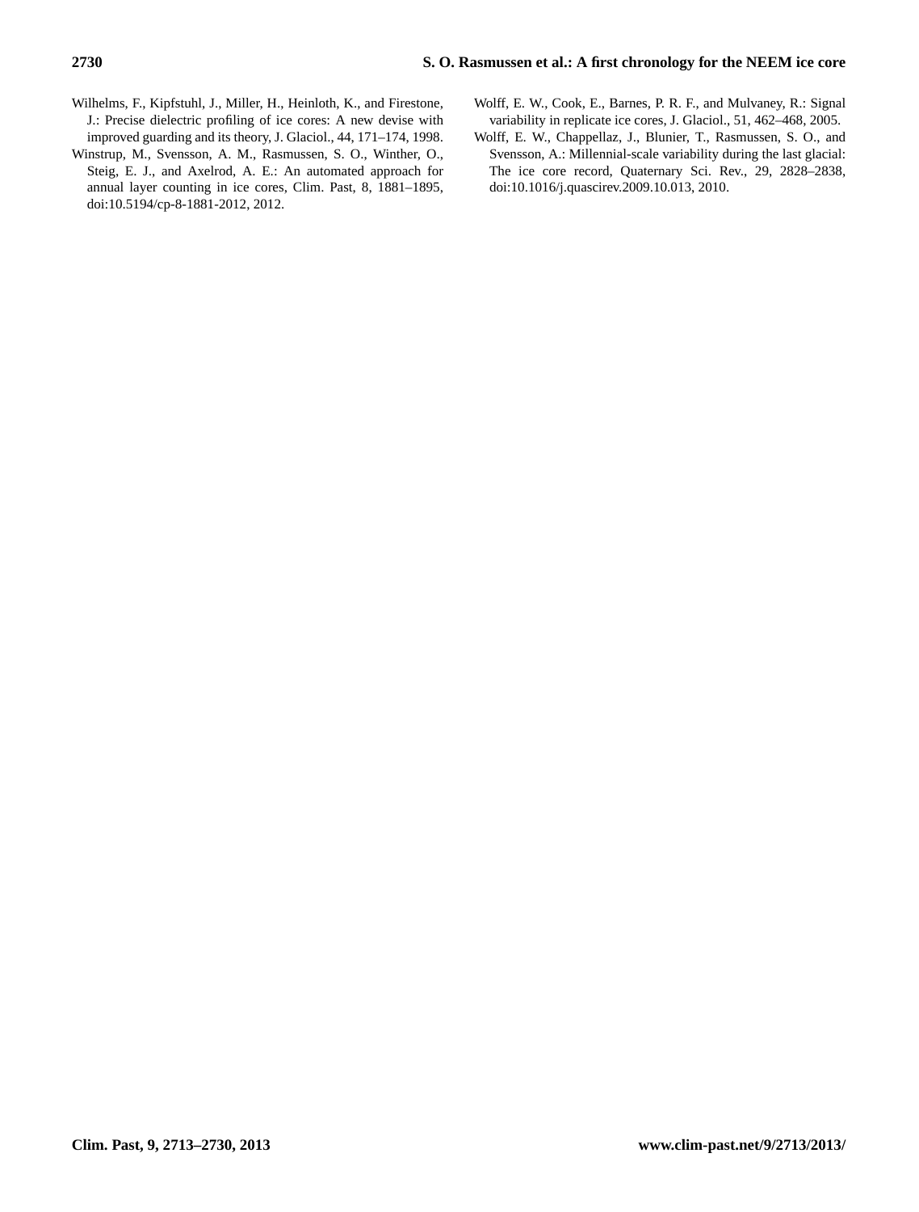Wilhelms, F., Kipfstuhl, J., Miller, H., Heinloth, K., and Firestone, J.: Precise dielectric profiling of ice cores: A new devise with improved guarding and its theory, J. Glaciol., 44, 171–174, 1998.

Winstrup, M., Svensson, A. M., Rasmussen, S. O., Winther, O., Steig, E. J., and Axelrod, A. E.: An automated approach for annual layer counting in ice cores, Clim. Past, 8, 1881–1895, doi:10.5194/cp-8-1881-2012, 2012.

Wolff, E. W., Cook, E., Barnes, P. R. F., and Mulvaney, R.: Signal variability in replicate ice cores, J. Glaciol., 51, 462–468, 2005.

Wolff, E. W., Chappellaz, J., Blunier, T., Rasmussen, S. O., and Svensson, A.: Millennial-scale variability during the last glacial: The ice core record, Quaternary Sci. Rev., 29, 2828–2838, doi:10.1016/j.quascirev.2009.10.013, 2010.